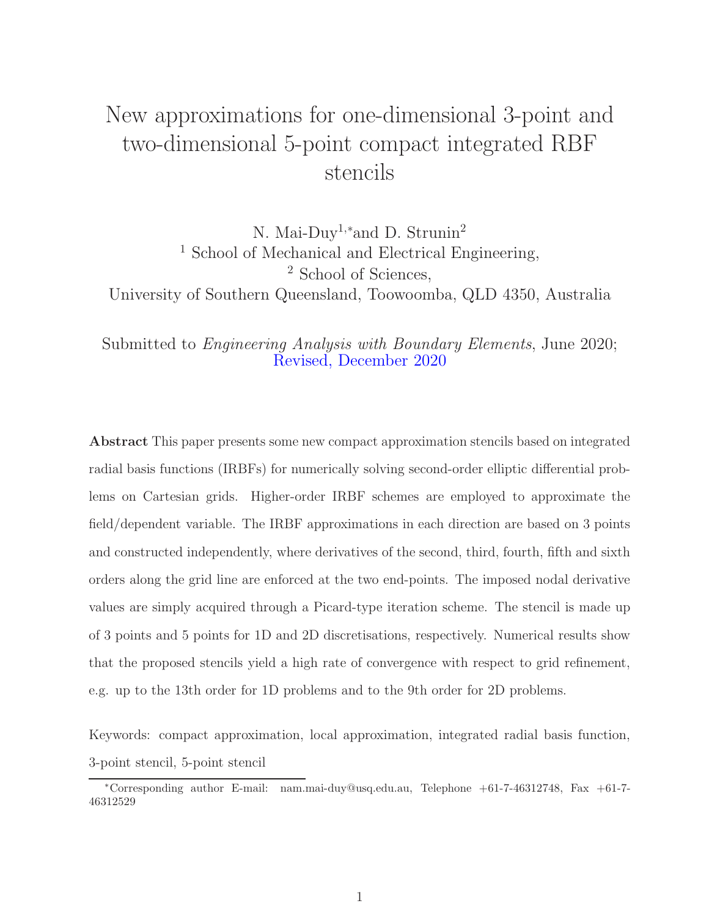# New approximations for one-dimensional 3-point and two-dimensional 5-point compact integrated RBF stencils

N. Mai-Duy[1,*] and D. Strunin[2]

[1] School of Mechanical and Electrical Engineering,

[2] School of Sciences,

University of Southern Queensland, Toowoomba, QLD 4350, Australia

Submitted to *Engineering Analysis with Boundary Elements*, June 2020; Revised, December 2020

**Abstract** This paper presents some new compact approximation stencils based on integrated radial basis functions (IRBFs) for numerically solving second-order elliptic differential problems on Cartesian grids. Higher-order IRBF schemes are employed to approximate the field/dependent variable. The IRBF approximations in each direction are based on 3 points and constructed independently, where derivatives of the second, third, fourth, fifth and sixth orders along the grid line are enforced at the two end-points. The imposed nodal derivative values are simply acquired through a Picard-type iteration scheme. The stencil is made up of 3 points and 5 points for 1D and 2D discretisations, respectively. Numerical results show that the proposed stencils yield a high rate of convergence with respect to grid refinement, e.g. up to the 13th order for 1D problems and to the 9th order for 2D problems.

Keywords: compact approximation, local approximation, integrated radial basis function, 3-point stencil, 5-point stencil

*Corresponding author E-mail: nam.mai-duy@usq.edu.au, Telephone +61-7-46312748, Fax +61-7-46312529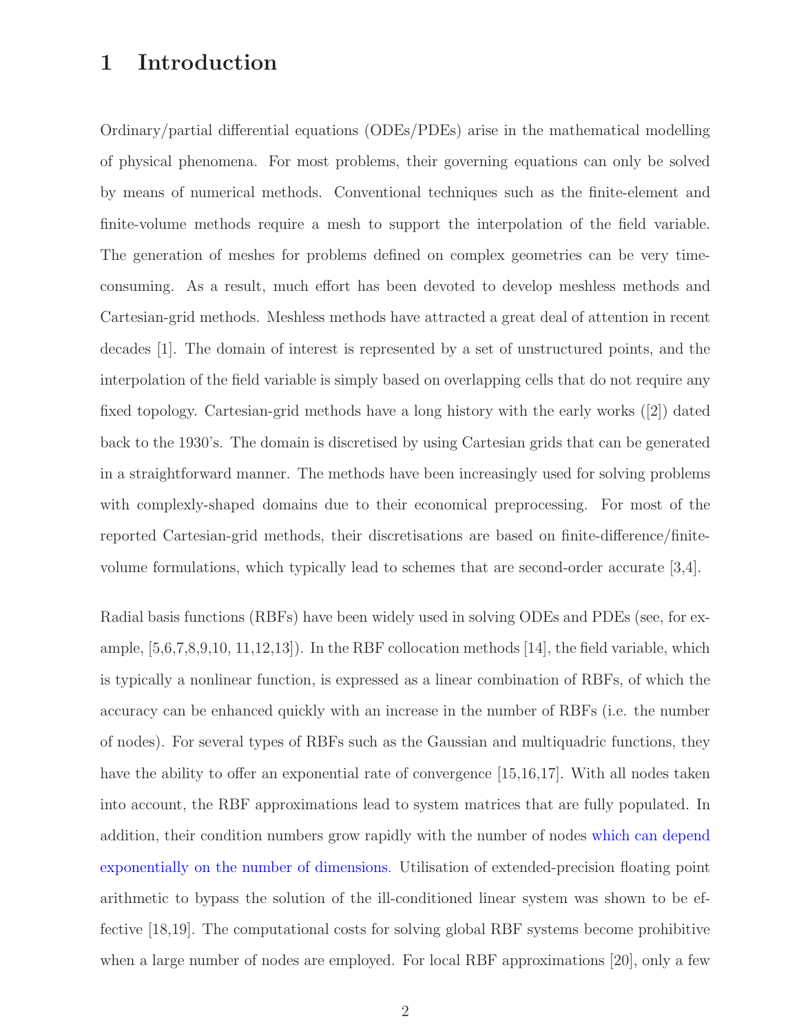# 1 Introduction

Ordinary/partial differential equations (ODEs/PDEs) arise in the mathematical modelling of physical phenomena. For most problems, their governing equations can only be solved by means of numerical methods. Conventional techniques such as the finite-element and finite-volume methods require a mesh to support the interpolation of the field variable. The generation of meshes for problems defined on complex geometries can be very time-consuming. As a result, much effort has been devoted to develop meshless methods and Cartesian-grid methods. Meshless methods have attracted a great deal of attention in recent decades [1]. The domain of interest is represented by a set of unstructured points, and the interpolation of the field variable is simply based on overlapping cells that do not require any fixed topology. Cartesian-grid methods have a long history with the early works ([2]) dated back to the 1930's. The domain is discretised by using Cartesian grids that can be generated in a straightforward manner. The methods have been increasingly used for solving problems with complexly-shaped domains due to their economical preprocessing. For most of the reported Cartesian-grid methods, their discretisations are based on finite-difference/finite-volume formulations, which typically lead to schemes that are second-order accurate [3,4].

Radial basis functions (RBFs) have been widely used in solving ODEs and PDEs (see, for example, [5,6,7,8,9,10, 11,12,13]). In the RBF collocation methods [14], the field variable, which is typically a nonlinear function, is expressed as a linear combination of RBFs, of which the accuracy can be enhanced quickly with an increase in the number of RBFs (i.e. the number of nodes). For several types of RBFs such as the Gaussian and multiquadric functions, they have the ability to offer an exponential rate of convergence [15,16,17]. With all nodes taken into account, the RBF approximations lead to system matrices that are fully populated. In addition, their condition numbers grow rapidly with the number of nodes which can depend exponentially on the number of dimensions. Utilisation of extended-precision floating point arithmetic to bypass the solution of the ill-conditioned linear system was shown to be effective [18,19]. The computational costs for solving global RBF systems become prohibitive when a large number of nodes are employed. For local RBF approximations [20], only a few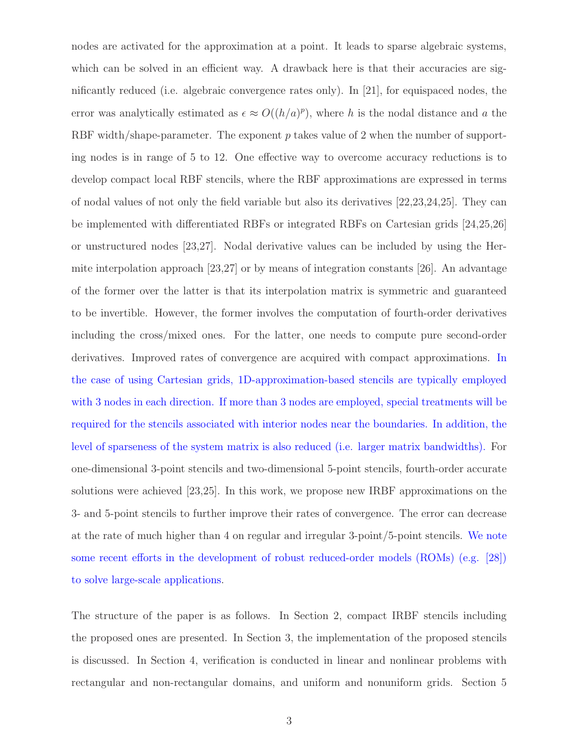nodes are activated for the approximation at a point. It leads to sparse algebraic systems, which can be solved in an efficient way. A drawback here is that their accuracies are significantly reduced (i.e. algebraic convergence rates only). In [21], for equispaced nodes, the error was analytically estimated as $\epsilon \approx O((h/a)^p)$, where $h$ is the nodal distance and $a$ the RBF width/shape-parameter. The exponent $p$ takes value of 2 when the number of supporting nodes is in range of 5 to 12. One effective way to overcome accuracy reductions is to develop compact local RBF stencils, where the RBF approximations are expressed in terms of nodal values of not only the field variable but also its derivatives [22,23,24,25]. They can be implemented with differentiated RBFs or integrated RBFs on Cartesian grids [24,25,26] or unstructured nodes [23,27]. Nodal derivative values can be included by using the Hermite interpolation approach [23,27] or by means of integration constants [26]. An advantage of the former over the latter is that its interpolation matrix is symmetric and guaranteed to be invertible. However, the former involves the computation of fourth-order derivatives including the cross/mixed ones. For the latter, one needs to compute pure second-order derivatives. Improved rates of convergence are acquired with compact approximations. In the case of using Cartesian grids, 1D-approximation-based stencils are typically employed with 3 nodes in each direction. If more than 3 nodes are employed, special treatments will be required for the stencils associated with interior nodes near the boundaries. In addition, the level of sparseness of the system matrix is also reduced (i.e. larger matrix bandwidths). For one-dimensional 3-point stencils and two-dimensional 5-point stencils, fourth-order accurate solutions were achieved [23,25]. In this work, we propose new IRBF approximations on the 3- and 5-point stencils to further improve their rates of convergence. The error can decrease at the rate of much higher than 4 on regular and irregular 3-point/5-point stencils. We note some recent efforts in the development of robust reduced-order models (ROMs) (e.g. [28]) to solve large-scale applications.

The structure of the paper is as follows. In Section 2, compact IRBF stencils including the proposed ones are presented. In Section 3, the implementation of the proposed stencils is discussed. In Section 4, verification is conducted in linear and nonlinear problems with rectangular and non-rectangular domains, and uniform and nonuniform grids. Section 5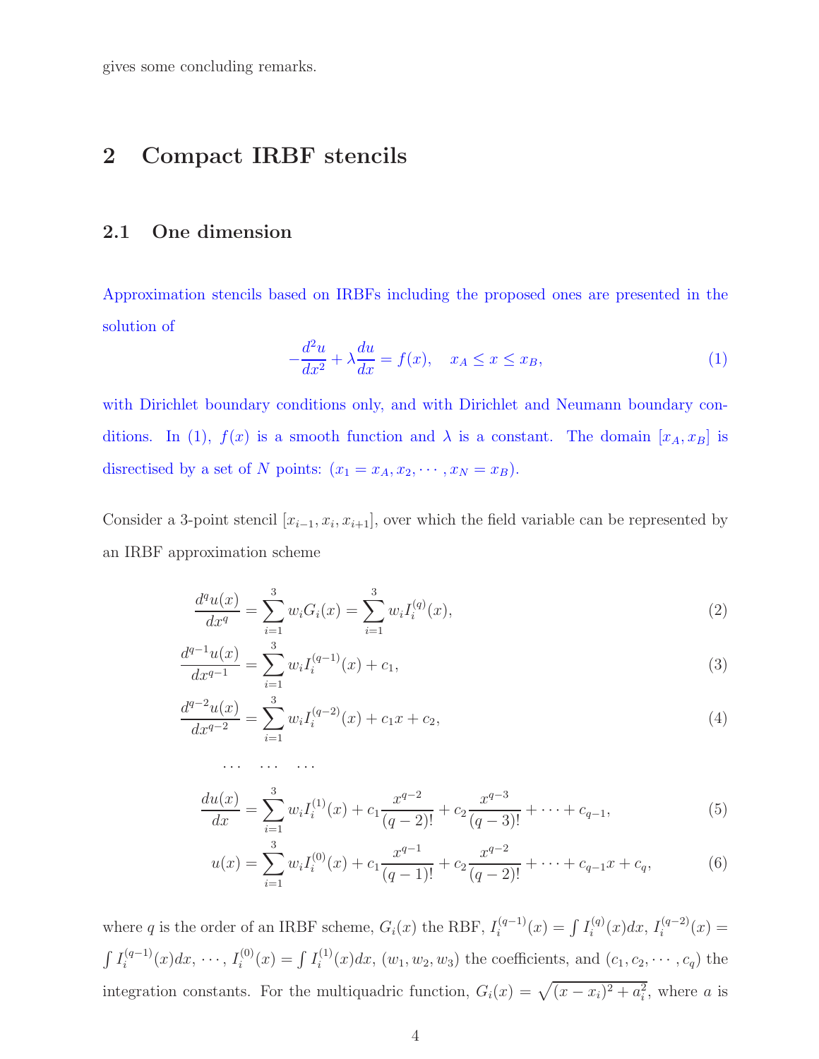gives some concluding remarks.

## 2 Compact IRBF stencils

### 2.1 One dimension

Approximation stencils based on IRBFs including the proposed ones are presented in the solution of

$$-\frac{d^2u}{dx^2} + \lambda\frac{du}{dx} = f(x), \quad x_A \leq x \leq x_B, \tag{1}$$

with Dirichlet boundary conditions only, and with Dirichlet and Neumann boundary conditions. In (1), $f(x)$ is a smooth function and $\lambda$ is a constant. The domain $[x_A, x_B]$ is disrectised by a set of $N$ points: $(x_1 = x_A, x_2, \cdots, x_N = x_B)$.

Consider a 3-point stencil $[x_{i-1}, x_i, x_{i+1}]$, over which the field variable can be represented by an IRBF approximation scheme

$$\frac{d^q u(x)}{dx^q} = \sum_{i=1}^{3} w_i G_i(x) = \sum_{i=1}^{3} w_i I_i^{(q)}(x), \tag{2}$$

$$\frac{d^{q-1} u(x)}{dx^{q-1}} = \sum_{i=1}^{3} w_i I_i^{(q-1)}(x) + c_1, \tag{3}$$

$$\frac{d^{q-2} u(x)}{dx^{q-2}} = \sum_{i=1}^{3} w_i I_i^{(q-2)}(x) + c_1 x + c_2, \tag{4}$$

$$\cdots \quad \cdots \quad \cdots$$

$$\frac{du(x)}{dx} = \sum_{i=1}^{3} w_i I_i^{(1)}(x) + c_1\frac{x^{q-2}}{(q-2)!} + c_2\frac{x^{q-3}}{(q-3)!} + \cdots + c_{q-1}, \tag{5}$$

$$u(x) = \sum_{i=1}^{3} w_i I_i^{(0)}(x) + c_1\frac{x^{q-1}}{(q-1)!} + c_2\frac{x^{q-2}}{(q-2)!} + \cdots + c_{q-1}x + c_q, \tag{6}$$

where $q$ is the order of an IRBF scheme, $G_i(x)$ the RBF, $I_i^{(q-1)}(x) = \int I_i^{(q)}(x)dx$, $I_i^{(q-2)}(x) = \int I_i^{(q-1)}(x)dx$, $\cdots$, $I_i^{(0)}(x) = \int I_i^{(1)}(x)dx$, $(w_1, w_2, w_3)$ the coefficients, and $(c_1, c_2, \cdots, c_q)$ the integration constants. For the multiquadric function, $G_i(x) = \sqrt{(x-x_i)^2 + a_i^2}$, where $a$ is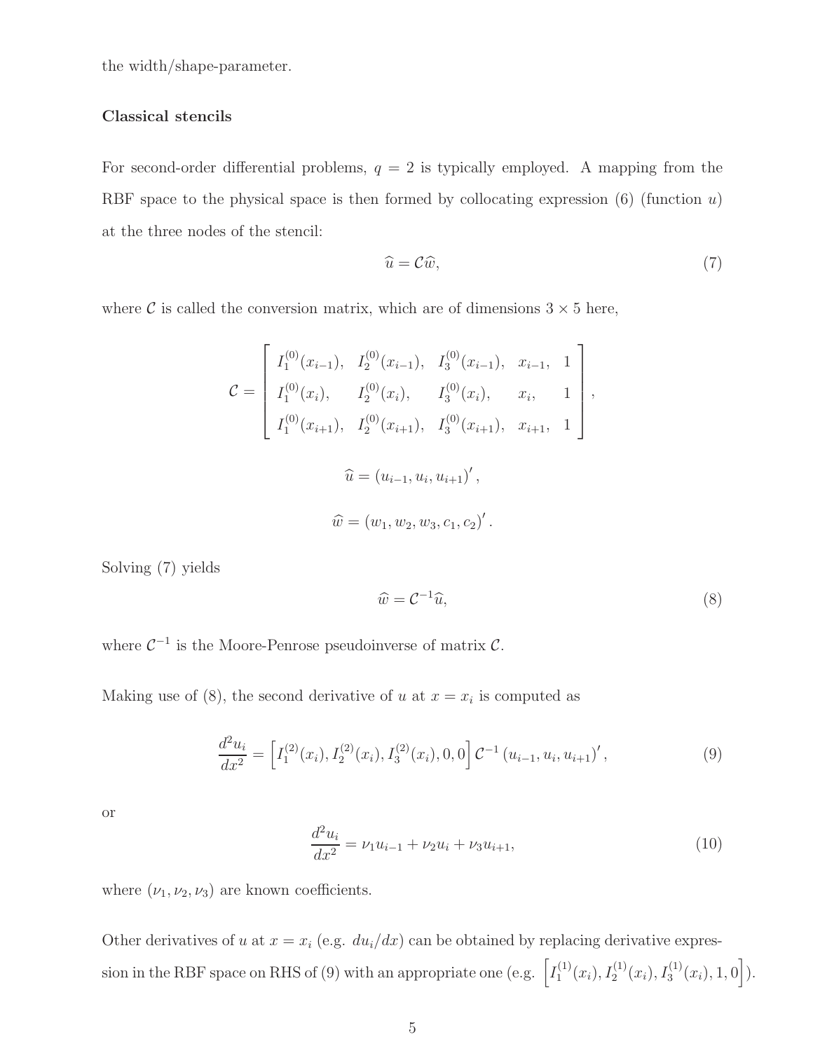the width/shape-parameter.

**Classical stencils**

For second-order differential problems, $q = 2$ is typically employed. A mapping from the RBF space to the physical space is then formed by collocating expression (6) (function $u$) at the three nodes of the stencil:

$$\widehat{u} = \mathcal{C}\widehat{w}, \tag{7}$$

where $\mathcal{C}$ is called the conversion matrix, which are of dimensions $3 \times 5$ here,

$$\mathcal{C} = \begin{bmatrix} I_1^{(0)}(x_{i-1}), & I_2^{(0)}(x_{i-1}), & I_3^{(0)}(x_{i-1}), & x_{i-1}, & 1 \\ I_1^{(0)}(x_i), & I_2^{(0)}(x_i), & I_3^{(0)}(x_i), & x_i, & 1 \\ I_1^{(0)}(x_{i+1}), & I_2^{(0)}(x_{i+1}), & I_3^{(0)}(x_{i+1}), & x_{i+1}, & 1 \end{bmatrix},$$

$$\widehat{u} = (u_{i-1}, u_i, u_{i+1})',$$

$$\widehat{w} = (w_1, w_2, w_3, c_1, c_2)'.$$

Solving (7) yields

$$\widehat{w} = \mathcal{C}^{-1}\widehat{u}, \tag{8}$$

where $\mathcal{C}^{-1}$ is the Moore-Penrose pseudoinverse of matrix $\mathcal{C}$.

Making use of (8), the second derivative of $u$ at $x = x_i$ is computed as

$$\frac{d^2 u_i}{dx^2} = \left[ I_1^{(2)}(x_i), I_2^{(2)}(x_i), I_3^{(2)}(x_i), 0, 0 \right] \mathcal{C}^{-1} (u_{i-1}, u_i, u_{i+1})', \tag{9}$$

or

$$\frac{d^2 u_i}{dx^2} = \nu_1 u_{i-1} + \nu_2 u_i + \nu_3 u_{i+1}, \tag{10}$$

where $(\nu_1, \nu_2, \nu_3)$ are known coefficients.

Other derivatives of $u$ at $x = x_i$ (e.g. $du_i/dx$) can be obtained by replacing derivative expression in the RBF space on RHS of (9) with an appropriate one (e.g. $\left[ I_1^{(1)}(x_i), I_2^{(1)}(x_i), I_3^{(1)}(x_i), 1, 0 \right]$).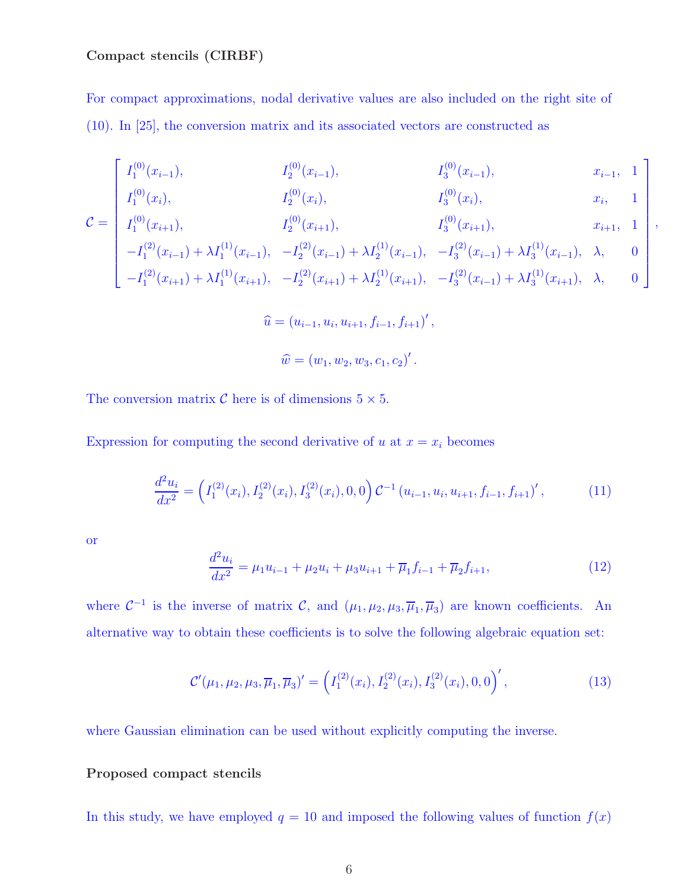**Compact stencils (CIRBF)**

For compact approximations, nodal derivative values are also included on the right site of (10). In [25], the conversion matrix and its associated vectors are constructed as

$$
\mathcal{C} = \begin{bmatrix}
I_1^{(0)}(x_{i-1}), & I_2^{(0)}(x_{i-1}), & I_3^{(0)}(x_{i-1}), & x_{i-1}, & 1 \\
I_1^{(0)}(x_i), & I_2^{(0)}(x_i), & I_3^{(0)}(x_i), & x_i, & 1 \\
I_1^{(0)}(x_{i+1}), & I_2^{(0)}(x_{i+1}), & I_3^{(0)}(x_{i+1}), & x_{i+1}, & 1 \\
-I_1^{(2)}(x_{i-1}) + \lambda I_1^{(1)}(x_{i-1}), & -I_2^{(2)}(x_{i-1}) + \lambda I_2^{(1)}(x_{i-1}), & -I_3^{(2)}(x_{i-1}) + \lambda I_3^{(1)}(x_{i-1}), & \lambda, & 0 \\
-I_1^{(2)}(x_{i+1}) + \lambda I_1^{(1)}(x_{i+1}), & -I_2^{(2)}(x_{i+1}) + \lambda I_2^{(1)}(x_{i+1}), & -I_3^{(2)}(x_{i-1}) + \lambda I_3^{(1)}(x_{i+1}), & \lambda, & 0
\end{bmatrix},
$$

$$
\widehat{u} = (u_{i-1}, u_i, u_{i+1}, f_{i-1}, f_{i+1})',
$$

$$
\widehat{w} = (w_1, w_2, w_3, c_1, c_2)'.
$$

The conversion matrix $\mathcal{C}$ here is of dimensions $5 \times 5$.

Expression for computing the second derivative of $u$ at $x = x_i$ becomes

$$
\frac{d^2 u_i}{dx^2} = \left( I_1^{(2)}(x_i), I_2^{(2)}(x_i), I_3^{(2)}(x_i), 0, 0 \right) \mathcal{C}^{-1} \left( u_{i-1}, u_i, u_{i+1}, f_{i-1}, f_{i+1} \right)', \tag{11}
$$

or

$$
\frac{d^2 u_i}{dx^2} = \mu_1 u_{i-1} + \mu_2 u_i + \mu_3 u_{i+1} + \overline{\mu}_1 f_{i-1} + \overline{\mu}_2 f_{i+1}, \tag{12}
$$

where $\mathcal{C}^{-1}$ is the inverse of matrix $\mathcal{C}$, and $(\mu_1, \mu_2, \mu_3, \overline{\mu}_1, \overline{\mu}_3)$ are known coefficients. An alternative way to obtain these coefficients is to solve the following algebraic equation set:

$$
\mathcal{C}'(\mu_1, \mu_2, \mu_3, \overline{\mu}_1, \overline{\mu}_3)' = \left( I_1^{(2)}(x_i), I_2^{(2)}(x_i), I_3^{(2)}(x_i), 0, 0 \right)', \tag{13}
$$

where Gaussian elimination can be used without explicitly computing the inverse.

**Proposed compact stencils**

In this study, we have employed $q = 10$ and imposed the following values of function $f(x)$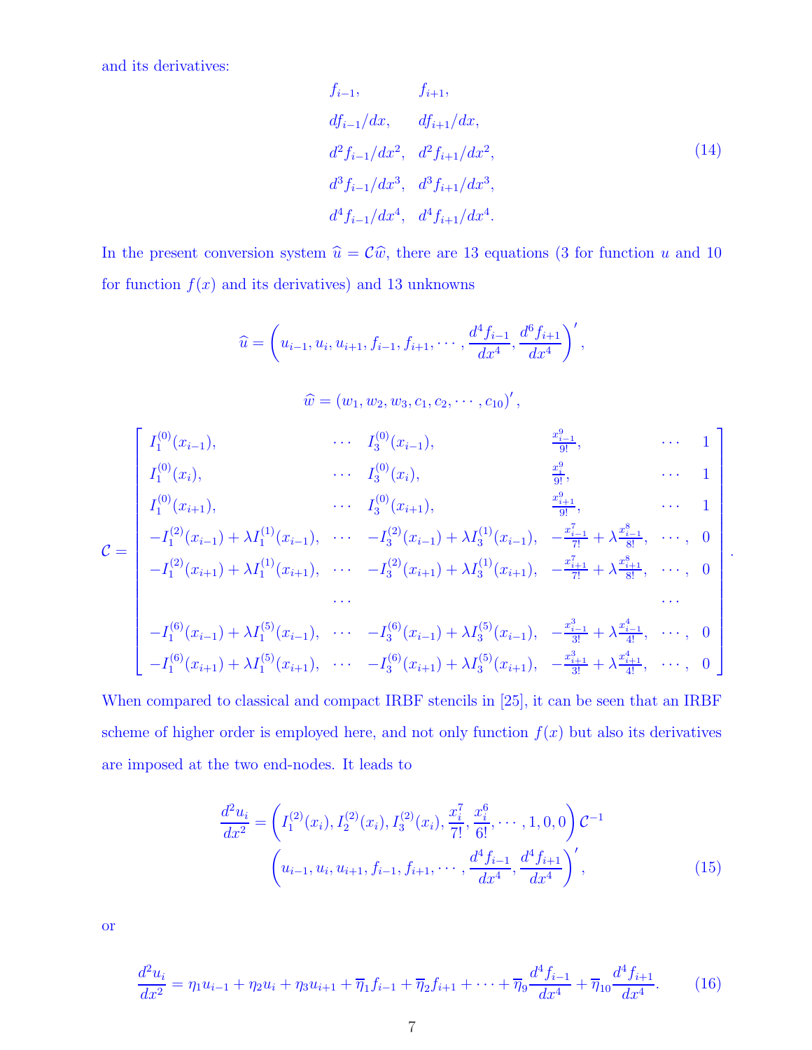and its derivatives:

$$
\begin{array}{ll}
f_{i-1}, & f_{i+1}, \\
df_{i-1}/dx, & df_{i+1}/dx, \\
d^2f_{i-1}/dx^2, & d^2f_{i+1}/dx^2, \\
d^3f_{i-1}/dx^3, & d^3f_{i+1}/dx^3, \\
d^4f_{i-1}/dx^4, & d^4f_{i+1}/dx^4.
\end{array} \tag{14}
$$

In the present conversion system $\widehat{u} = \mathcal{C}\widehat{w}$, there are 13 equations (3 for function $u$ and 10 for function $f(x)$ and its derivatives) and 13 unknowns

$$
\widehat{u} = \left(u_{i-1}, u_i, u_{i+1}, f_{i-1}, f_{i+1}, \cdots, \frac{d^4f_{i-1}}{dx^4}, \frac{d^6f_{i+1}}{dx^4}\right)',
$$

$$
\widehat{w} = (w_1, w_2, w_3, c_1, c_2, \cdots, c_{10})',
$$

$$
\mathcal{C} = \begin{bmatrix}
I_1^{(0)}(x_{i-1}), & \cdots & I_3^{(0)}(x_{i-1}), & \frac{x_{i-1}^9}{9!}, & \cdots & 1 \\
I_1^{(0)}(x_i), & \cdots & I_3^{(0)}(x_i), & \frac{x_i^9}{9!}, & \cdots & 1 \\
I_1^{(0)}(x_{i+1}), & \cdots & I_3^{(0)}(x_{i+1}), & \frac{x_{i+1}^9}{9!}, & \cdots & 1 \\
-I_1^{(2)}(x_{i-1}) + \lambda I_1^{(1)}(x_{i-1}), & \cdots & -I_3^{(2)}(x_{i-1}) + \lambda I_3^{(1)}(x_{i-1}), & -\frac{x_{i-1}^7}{7!} + \lambda\frac{x_{i-1}^8}{8!}, & \cdots, & 0 \\
-I_1^{(2)}(x_{i+1}) + \lambda I_1^{(1)}(x_{i+1}), & \cdots & -I_3^{(2)}(x_{i+1}) + \lambda I_3^{(1)}(x_{i+1}), & -\frac{x_{i+1}^7}{7!} + \lambda\frac{x_{i+1}^8}{8!}, & \cdots, & 0 \\
 & \cdots & & & \cdots & \\
-I_1^{(6)}(x_{i-1}) + \lambda I_1^{(5)}(x_{i-1}), & \cdots & -I_3^{(6)}(x_{i-1}) + \lambda I_3^{(5)}(x_{i-1}), & -\frac{x_{i-1}^3}{3!} + \lambda\frac{x_{i-1}^4}{4!}, & \cdots, & 0 \\
-I_1^{(6)}(x_{i+1}) + \lambda I_1^{(5)}(x_{i+1}), & \cdots & -I_3^{(6)}(x_{i+1}) + \lambda I_3^{(5)}(x_{i+1}), & -\frac{x_{i+1}^3}{3!} + \lambda\frac{x_{i+1}^4}{4!}, & \cdots, & 0
\end{bmatrix}.
$$

When compared to classical and compact IRBF stencils in [25], it can be seen that an IRBF scheme of higher order is employed here, and not only function $f(x)$ but also its derivatives are imposed at the two end-nodes. It leads to

$$
\frac{d^2u_i}{dx^2} = \left(I_1^{(2)}(x_i), I_2^{(2)}(x_i), I_3^{(2)}(x_i), \frac{x_i^7}{7!}, \frac{x_i^6}{6!}, \cdots, 1, 0, 0\right)\mathcal{C}^{-1}
\left(u_{i-1}, u_i, u_{i+1}, f_{i-1}, f_{i+1}, \cdots, \frac{d^4f_{i-1}}{dx^4}, \frac{d^4f_{i+1}}{dx^4}\right)', \tag{15}
$$

or

$$
\frac{d^2u_i}{dx^2} = \eta_1 u_{i-1} + \eta_2 u_i + \eta_3 u_{i+1} + \overline{\eta}_1 f_{i-1} + \overline{\eta}_2 f_{i+1} + \cdots + \overline{\eta}_9 \frac{d^4f_{i-1}}{dx^4} + \overline{\eta}_{10} \frac{d^4f_{i+1}}{dx^4}. \tag{16}
$$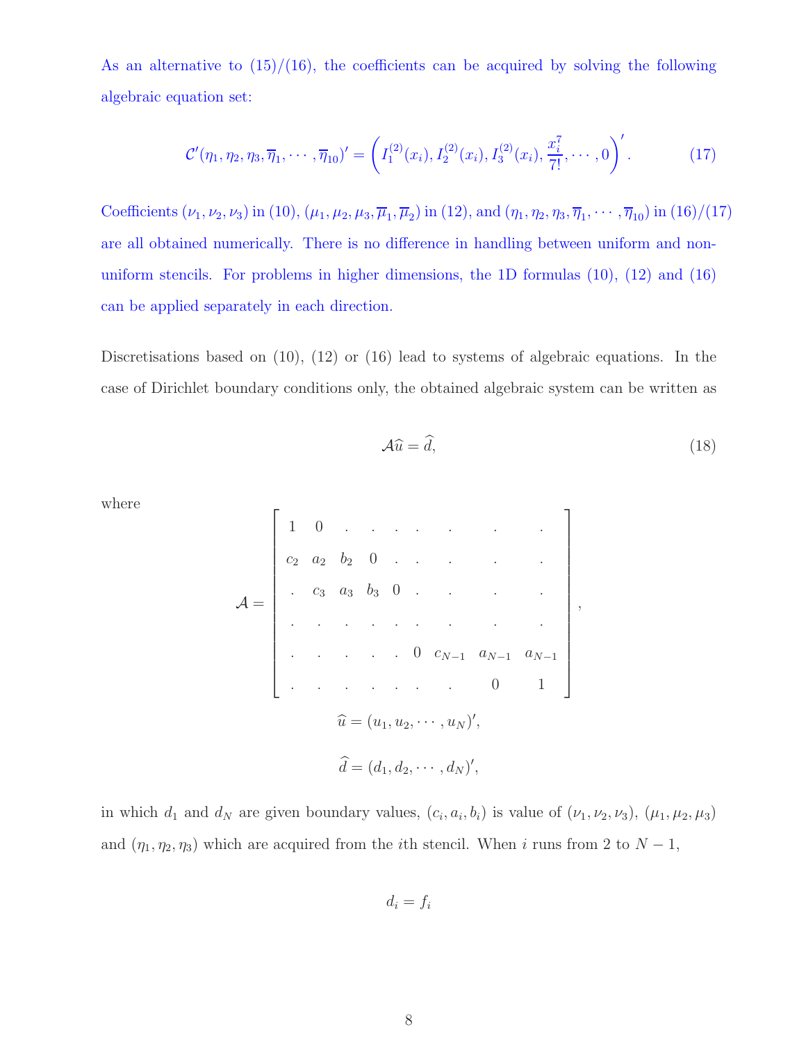As an alternative to (15)/(16), the coefficients can be acquired by solving the following algebraic equation set:

$$\mathcal{C}'(\eta_1, \eta_2, \eta_3, \overline{\eta}_1, \cdots, \overline{\eta}_{10})' = \left( I_1^{(2)}(x_i), I_2^{(2)}(x_i), I_3^{(2)}(x_i), \frac{x_i^7}{7!}, \cdots, 0 \right)'. \tag{17}$$

Coefficients $(\nu_1, \nu_2, \nu_3)$ in (10), $(\mu_1, \mu_2, \mu_3, \overline{\mu}_1, \overline{\mu}_2)$ in (12), and $(\eta_1, \eta_2, \eta_3, \overline{\eta}_1, \cdots, \overline{\eta}_{10})$ in (16)/(17) are all obtained numerically. There is no difference in handling between uniform and non-uniform stencils. For problems in higher dimensions, the 1D formulas (10), (12) and (16) can be applied separately in each direction.

Discretisations based on (10), (12) or (16) lead to systems of algebraic equations. In the case of Dirichlet boundary conditions only, the obtained algebraic system can be written as

$$\mathcal{A}\widehat{u} = \widehat{d}, \tag{18}$$

where

$$\mathcal{A} = \begin{bmatrix} 1 & 0 & . & . & . & . & . & . & . \\ c_2 & a_2 & b_2 & 0 & . & . & . & . & . \\ . & c_3 & a_3 & b_3 & 0 & . & . & . & . \\ . & . & . & . & . & . & . & . & . \\ . & . & . & . & . & 0 & c_{N-1} & a_{N-1} & a_{N-1} \\ . & . & . & . & . & . & . & 0 & 1 \end{bmatrix},$$

$$\widehat{u} = (u_1, u_2, \cdots, u_N)',$$

$$\widehat{d} = (d_1, d_2, \cdots, d_N)',$$

in which $d_1$ and $d_N$ are given boundary values, $(c_i, a_i, b_i)$ is value of $(\nu_1, \nu_2, \nu_3)$, $(\mu_1, \mu_2, \mu_3)$ and $(\eta_1, \eta_2, \eta_3)$ which are acquired from the $i$th stencil. When $i$ runs from 2 to $N-1$,

$$d_i = f_i$$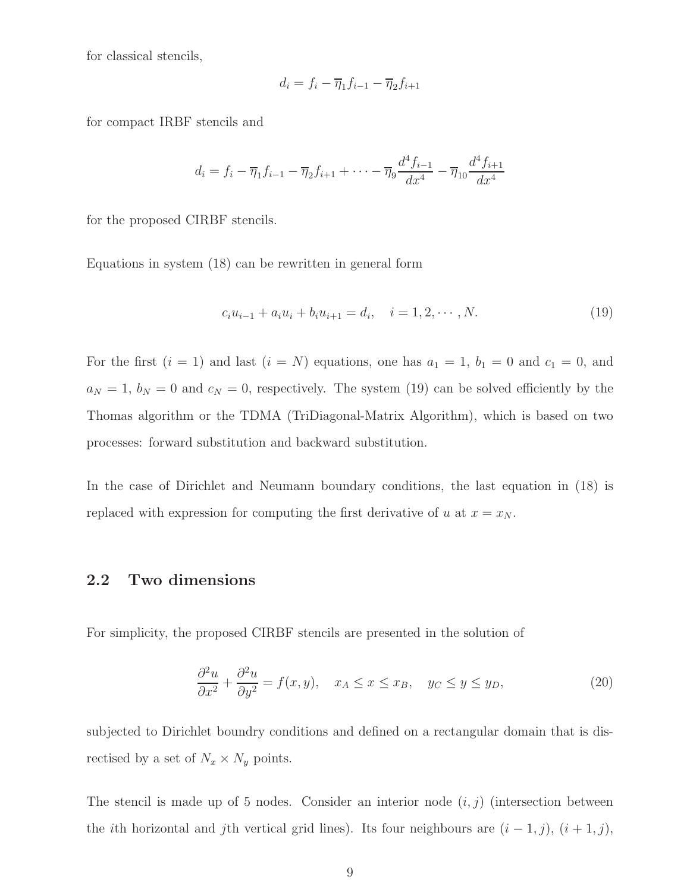for classical stencils,

$$d_i = f_i - \overline{\eta}_1 f_{i-1} - \overline{\eta}_2 f_{i+1}$$

for compact IRBF stencils and

$$d_i = f_i - \overline{\eta}_1 f_{i-1} - \overline{\eta}_2 f_{i+1} + \cdots - \overline{\eta}_9 \frac{d^4 f_{i-1}}{dx^4} - \overline{\eta}_{10} \frac{d^4 f_{i+1}}{dx^4}$$

for the proposed CIRBF stencils.

Equations in system (18) can be rewritten in general form

$$c_i u_{i-1} + a_i u_i + b_i u_{i+1} = d_i, \quad i = 1, 2, \cdots, N. \tag{19}$$

For the first ($i = 1$) and last ($i = N$) equations, one has $a_1 = 1$, $b_1 = 0$ and $c_1 = 0$, and $a_N = 1$, $b_N = 0$ and $c_N = 0$, respectively. The system (19) can be solved efficiently by the Thomas algorithm or the TDMA (TriDiagonal-Matrix Algorithm), which is based on two processes: forward substitution and backward substitution.

In the case of Dirichlet and Neumann boundary conditions, the last equation in (18) is replaced with expression for computing the first derivative of $u$ at $x = x_N$.

## 2.2 Two dimensions

For simplicity, the proposed CIRBF stencils are presented in the solution of

$$\frac{\partial^2 u}{\partial x^2} + \frac{\partial^2 u}{\partial y^2} = f(x, y), \quad x_A \leq x \leq x_B, \quad y_C \leq y \leq y_D, \tag{20}$$

subjected to Dirichlet boundry conditions and defined on a rectangular domain that is discrectised by a set of $N_x \times N_y$ points.

The stencil is made up of 5 nodes. Consider an interior node $(i, j)$ (intersection between the $i$th horizontal and $j$th vertical grid lines). Its four neighbours are $(i - 1, j)$, $(i + 1, j)$,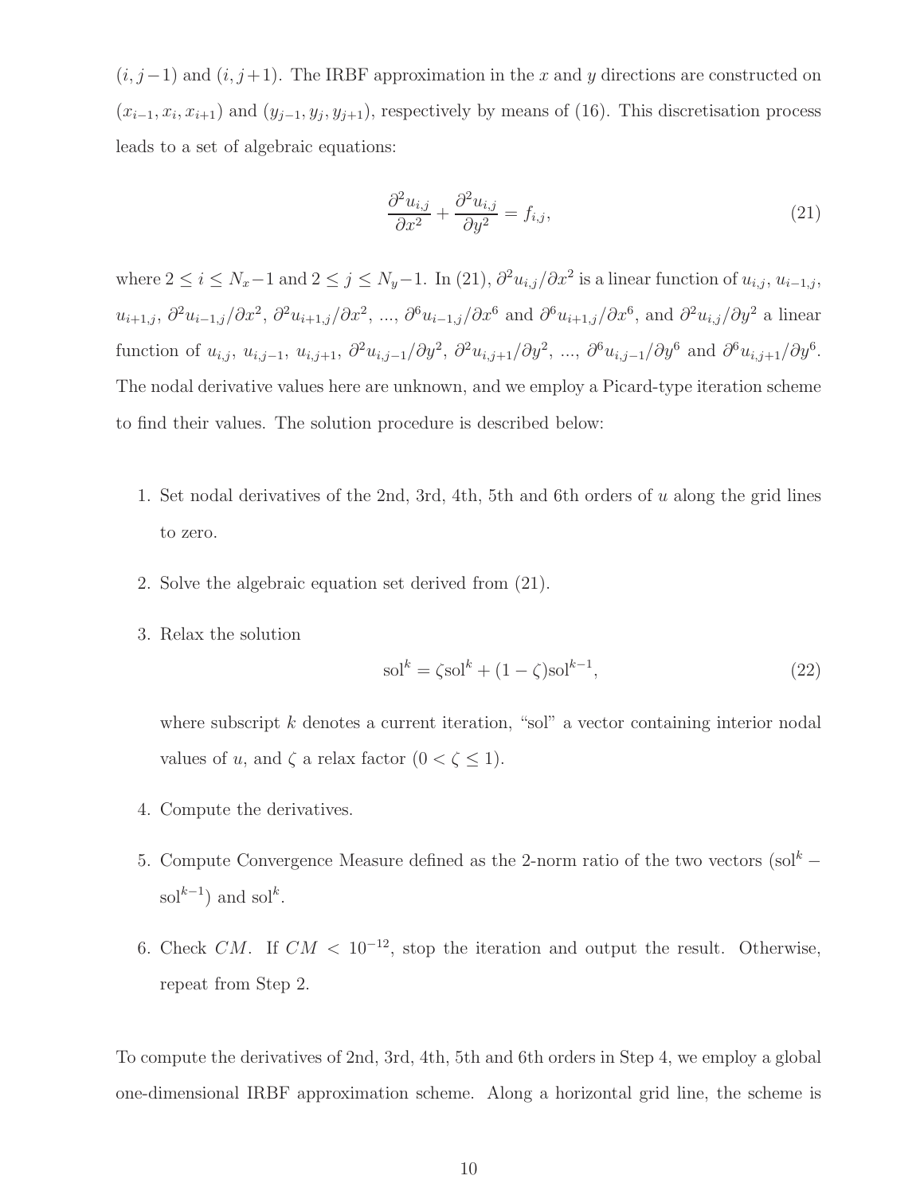$(i, j-1)$ and $(i, j+1)$. The IRBF approximation in the $x$ and $y$ directions are constructed on $(x_{i-1}, x_i, x_{i+1})$ and $(y_{j-1}, y_j, y_{j+1})$, respectively by means of (16). This discretisation process leads to a set of algebraic equations:

$$\frac{\partial^2 u_{i,j}}{\partial x^2} + \frac{\partial^2 u_{i,j}}{\partial y^2} = f_{i,j}, \tag{21}$$

where $2 \leq i \leq N_x - 1$ and $2 \leq j \leq N_y - 1$. In (21), $\partial^2 u_{i,j}/\partial x^2$ is a linear function of $u_{i,j}$, $u_{i-1,j}$, $u_{i+1,j}$, $\partial^2 u_{i-1,j}/\partial x^2$, $\partial^2 u_{i+1,j}/\partial x^2$, ..., $\partial^6 u_{i-1,j}/\partial x^6$ and $\partial^6 u_{i+1,j}/\partial x^6$, and $\partial^2 u_{i,j}/\partial y^2$ a linear function of $u_{i,j}$, $u_{i,j-1}$, $u_{i,j+1}$, $\partial^2 u_{i,j-1}/\partial y^2$, $\partial^2 u_{i,j+1}/\partial y^2$, ..., $\partial^6 u_{i,j-1}/\partial y^6$ and $\partial^6 u_{i,j+1}/\partial y^6$. The nodal derivative values here are unknown, and we employ a Picard-type iteration scheme to find their values. The solution procedure is described below:

1. Set nodal derivatives of the 2nd, 3rd, 4th, 5th and 6th orders of $u$ along the grid lines to zero.

2. Solve the algebraic equation set derived from (21).

3. Relax the solution

   $$\text{sol}^k = \zeta \text{sol}^k + (1 - \zeta)\text{sol}^{k-1}, \tag{22}$$

   where subscript $k$ denotes a current iteration, "sol" a vector containing interior nodal values of $u$, and $\zeta$ a relax factor $(0 < \zeta \leq 1)$.

4. Compute the derivatives.

5. Compute Convergence Measure defined as the 2-norm ratio of the two vectors $(\text{sol}^k - \text{sol}^{k-1})$ and $\text{sol}^k$.

6. Check $CM$. If $CM < 10^{-12}$, stop the iteration and output the result. Otherwise, repeat from Step 2.

To compute the derivatives of 2nd, 3rd, 4th, 5th and 6th orders in Step 4, we employ a global one-dimensional IRBF approximation scheme. Along a horizontal grid line, the scheme is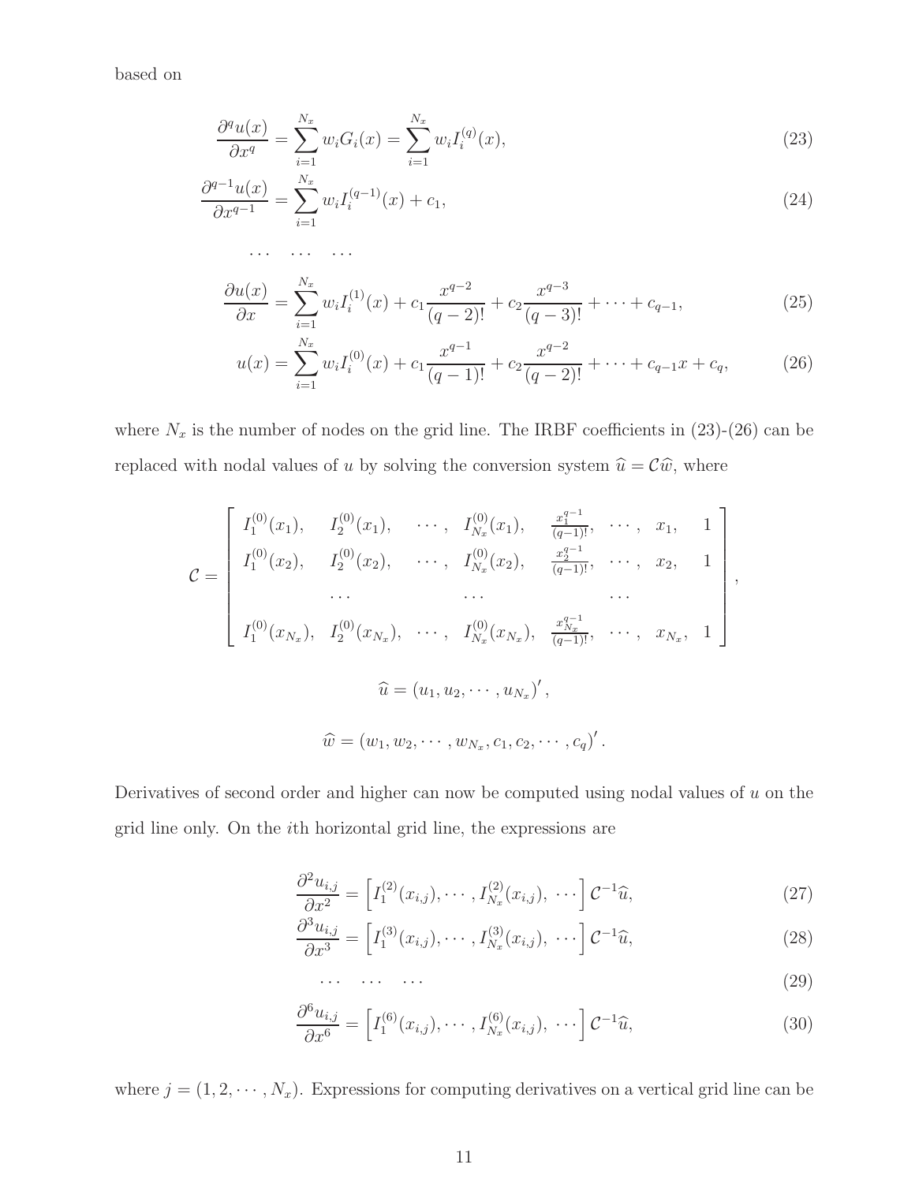based on

$$\frac{\partial^q u(x)}{\partial x^q} = \sum_{i=1}^{N_x} w_i G_i(x) = \sum_{i=1}^{N_x} w_i I_i^{(q)}(x), \tag{23}$$

$$\frac{\partial^{q-1} u(x)}{\partial x^{q-1}} = \sum_{i=1}^{N_x} w_i I_i^{(q-1)}(x) + c_1, \tag{24}$$

$$\cdots \quad \cdots \quad \cdots$$

$$\frac{\partial u(x)}{\partial x} = \sum_{i=1}^{N_x} w_i I_i^{(1)}(x) + c_1 \frac{x^{q-2}}{(q-2)!} + c_2 \frac{x^{q-3}}{(q-3)!} + \cdots + c_{q-1}, \tag{25}$$

$$u(x) = \sum_{i=1}^{N_x} w_i I_i^{(0)}(x) + c_1 \frac{x^{q-1}}{(q-1)!} + c_2 \frac{x^{q-2}}{(q-2)!} + \cdots + c_{q-1} x + c_q, \tag{26}$$

where $N_x$ is the number of nodes on the grid line. The IRBF coefficients in (23)-(26) can be replaced with nodal values of $u$ by solving the conversion system $\widehat{u} = \mathcal{C}\widehat{w}$, where

$$\mathcal{C} = \begin{bmatrix} I_1^{(0)}(x_1), & I_2^{(0)}(x_1), & \cdots, & I_{N_x}^{(0)}(x_1), & \frac{x_1^{q-1}}{(q-1)!}, & \cdots, & x_1, & 1 \\ I_1^{(0)}(x_2), & I_2^{(0)}(x_2), & \cdots, & I_{N_x}^{(0)}(x_2), & \frac{x_2^{q-1}}{(q-1)!}, & \cdots, & x_2, & 1 \\ & \cdots & & \cdots & & \cdots & & \\ I_1^{(0)}(x_{N_x}), & I_2^{(0)}(x_{N_x}), & \cdots, & I_{N_x}^{(0)}(x_{N_x}), & \frac{x_{N_x}^{q-1}}{(q-1)!}, & \cdots, & x_{N_x}, & 1 \end{bmatrix},$$

$$\widehat{u} = (u_1, u_2, \cdots, u_{N_x})',$$

$$\widehat{w} = (w_1, w_2, \cdots, w_{N_x}, c_1, c_2, \cdots, c_q)'.$$

Derivatives of second order and higher can now be computed using nodal values of $u$ on the grid line only. On the $i$th horizontal grid line, the expressions are

$$\frac{\partial^2 u_{i,j}}{\partial x^2} = \left[ I_1^{(2)}(x_{i,j}), \cdots, I_{N_x}^{(2)}(x_{i,j}), \ \cdots \right] \mathcal{C}^{-1}\widehat{u}, \tag{27}$$

$$\frac{\partial^3 u_{i,j}}{\partial x^3} = \left[ I_1^{(3)}(x_{i,j}), \cdots, I_{N_x}^{(3)}(x_{i,j}), \ \cdots \right] \mathcal{C}^{-1}\widehat{u}, \tag{28}$$

$$\cdots \quad \cdots \quad \cdots \tag{29}$$

$$\frac{\partial^6 u_{i,j}}{\partial x^6} = \left[ I_1^{(6)}(x_{i,j}), \cdots, I_{N_x}^{(6)}(x_{i,j}), \ \cdots \right] \mathcal{C}^{-1}\widehat{u}, \tag{30}$$

where $j = (1, 2, \cdots, N_x)$. Expressions for computing derivatives on a vertical grid line can be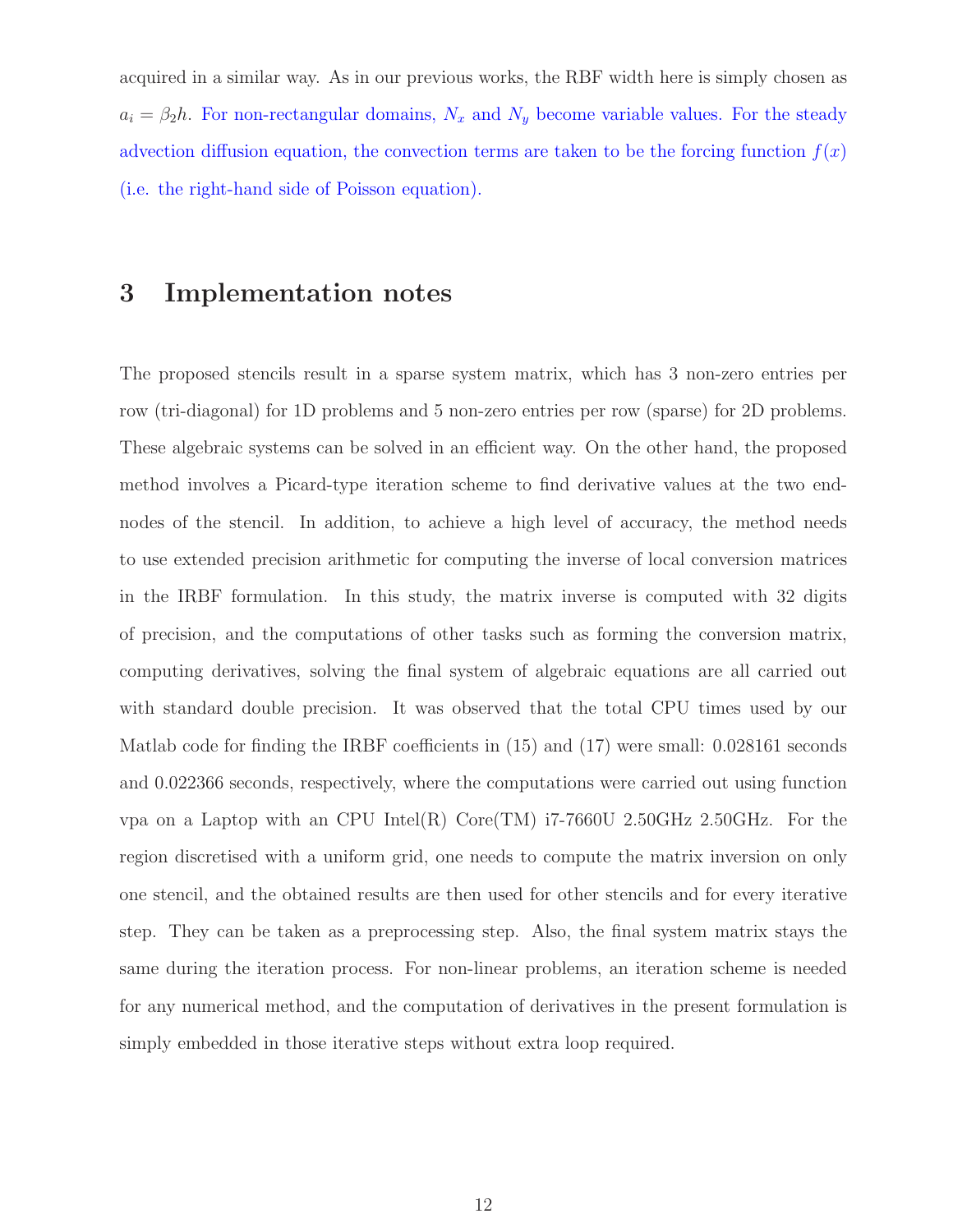acquired in a similar way. As in our previous works, the RBF width here is simply chosen as $a_i = \beta_2 h$. For non-rectangular domains, $N_x$ and $N_y$ become variable values. For the steady advection diffusion equation, the convection terms are taken to be the forcing function $f(x)$ (i.e. the right-hand side of Poisson equation).

# 3 Implementation notes

The proposed stencils result in a sparse system matrix, which has 3 non-zero entries per row (tri-diagonal) for 1D problems and 5 non-zero entries per row (sparse) for 2D problems. These algebraic systems can be solved in an efficient way. On the other hand, the proposed method involves a Picard-type iteration scheme to find derivative values at the two end-nodes of the stencil. In addition, to achieve a high level of accuracy, the method needs to use extended precision arithmetic for computing the inverse of local conversion matrices in the IRBF formulation. In this study, the matrix inverse is computed with 32 digits of precision, and the computations of other tasks such as forming the conversion matrix, computing derivatives, solving the final system of algebraic equations are all carried out with standard double precision. It was observed that the total CPU times used by our Matlab code for finding the IRBF coefficients in (15) and (17) were small: 0.028161 seconds and 0.022366 seconds, respectively, where the computations were carried out using function vpa on a Laptop with an CPU Intel(R) Core(TM) i7-7660U 2.50GHz 2.50GHz. For the region discretised with a uniform grid, one needs to compute the matrix inversion on only one stencil, and the obtained results are then used for other stencils and for every iterative step. They can be taken as a preprocessing step. Also, the final system matrix stays the same during the iteration process. For non-linear problems, an iteration scheme is needed for any numerical method, and the computation of derivatives in the present formulation is simply embedded in those iterative steps without extra loop required.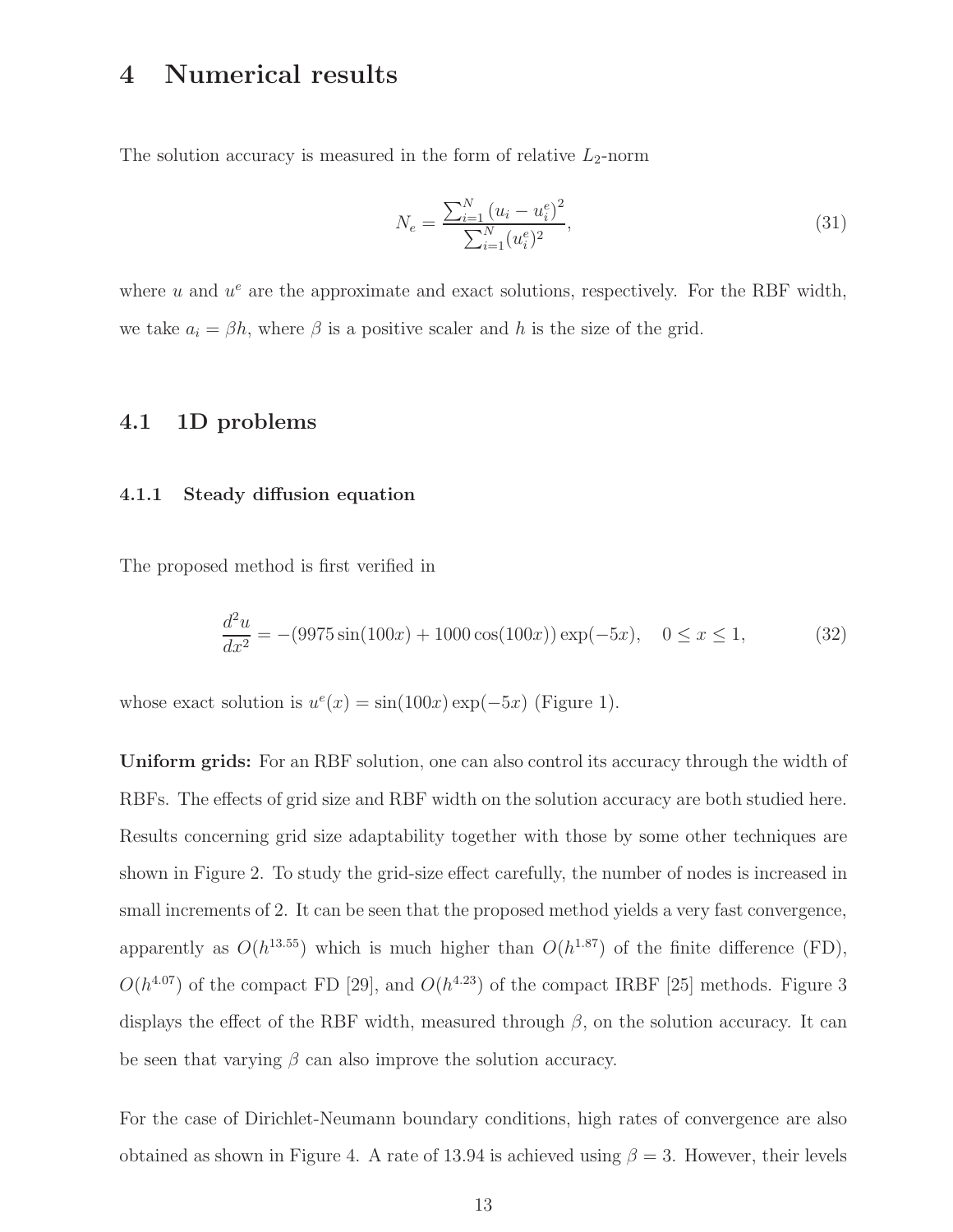# 4 Numerical results

The solution accuracy is measured in the form of relative $L_2$-norm

$$N_e = \frac{\sum_{i=1}^{N} (u_i - u_i^e)^2}{\sum_{i=1}^{N} (u_i^e)^2}, \tag{31}$$

where $u$ and $u^e$ are the approximate and exact solutions, respectively. For the RBF width, we take $a_i = \beta h$, where $\beta$ is a positive scaler and $h$ is the size of the grid.

## 4.1 1D problems

### 4.1.1 Steady diffusion equation

The proposed method is first verified in

$$\frac{d^2u}{dx^2} = -(9975\sin(100x) + 1000\cos(100x))\exp(-5x), \quad 0 \leq x \leq 1, \tag{32}$$

whose exact solution is $u^e(x) = \sin(100x)\exp(-5x)$ (Figure 1).

**Uniform grids:** For an RBF solution, one can also control its accuracy through the width of RBFs. The effects of grid size and RBF width on the solution accuracy are both studied here. Results concerning grid size adaptability together with those by some other techniques are shown in Figure 2. To study the grid-size effect carefully, the number of nodes is increased in small increments of 2. It can be seen that the proposed method yields a very fast convergence, apparently as $O(h^{13.55})$ which is much higher than $O(h^{1.87})$ of the finite difference (FD), $O(h^{4.07})$ of the compact FD [29], and $O(h^{4.23})$ of the compact IRBF [25] methods. Figure 3 displays the effect of the RBF width, measured through $\beta$, on the solution accuracy. It can be seen that varying $\beta$ can also improve the solution accuracy.

For the case of Dirichlet-Neumann boundary conditions, high rates of convergence are also obtained as shown in Figure 4. A rate of 13.94 is achieved using $\beta = 3$. However, their levels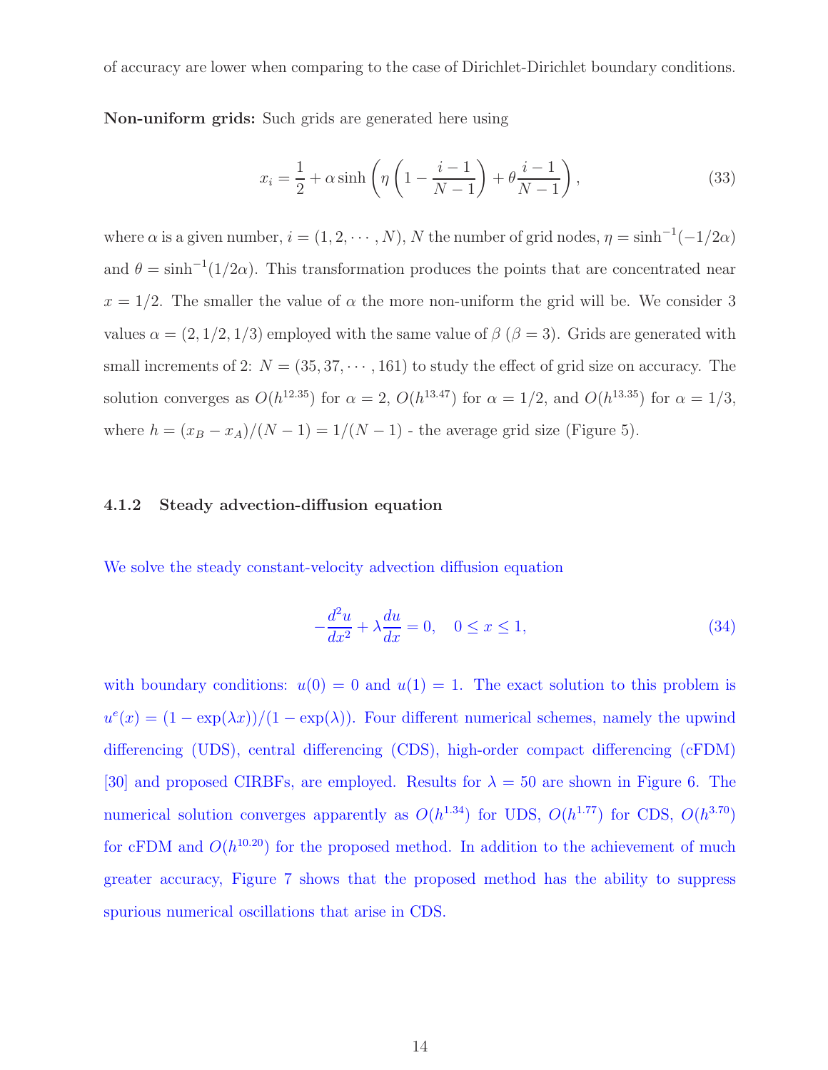of accuracy are lower when comparing to the case of Dirichlet-Dirichlet boundary conditions.

**Non-uniform grids:** Such grids are generated here using

$$x_i = \frac{1}{2} + \alpha \sinh\left(\eta\left(1 - \frac{i-1}{N-1}\right) + \theta\frac{i-1}{N-1}\right), \tag{33}$$

where $\alpha$ is a given number, $i = (1, 2, \cdots, N)$, $N$ the number of grid nodes, $\eta = \sinh^{-1}(-1/2\alpha)$ and $\theta = \sinh^{-1}(1/2\alpha)$. This transformation produces the points that are concentrated near $x = 1/2$. The smaller the value of $\alpha$ the more non-uniform the grid will be. We consider 3 values $\alpha = (2, 1/2, 1/3)$ employed with the same value of $\beta$ ($\beta = 3$). Grids are generated with small increments of 2: $N = (35, 37, \cdots, 161)$ to study the effect of grid size on accuracy. The solution converges as $O(h^{12.35})$ for $\alpha = 2$, $O(h^{13.47})$ for $\alpha = 1/2$, and $O(h^{13.35})$ for $\alpha = 1/3$, where $h = (x_B - x_A)/(N-1) = 1/(N-1)$ - the average grid size (Figure 5).

#### 4.1.2 Steady advection-diffusion equation

We solve the steady constant-velocity advection diffusion equation

$$-\frac{d^2u}{dx^2} + \lambda\frac{du}{dx} = 0, \quad 0 \leq x \leq 1, \tag{34}$$

with boundary conditions: $u(0) = 0$ and $u(1) = 1$. The exact solution to this problem is $u^e(x) = (1 - \exp(\lambda x))/(1 - \exp(\lambda))$. Four different numerical schemes, namely the upwind differencing (UDS), central differencing (CDS), high-order compact differencing (cFDM) [30] and proposed CIRBFs, are employed. Results for $\lambda = 50$ are shown in Figure 6. The numerical solution converges apparently as $O(h^{1.34})$ for UDS, $O(h^{1.77})$ for CDS, $O(h^{3.70})$ for cFDM and $O(h^{10.20})$ for the proposed method. In addition to the achievement of much greater accuracy, Figure 7 shows that the proposed method has the ability to suppress spurious numerical oscillations that arise in CDS.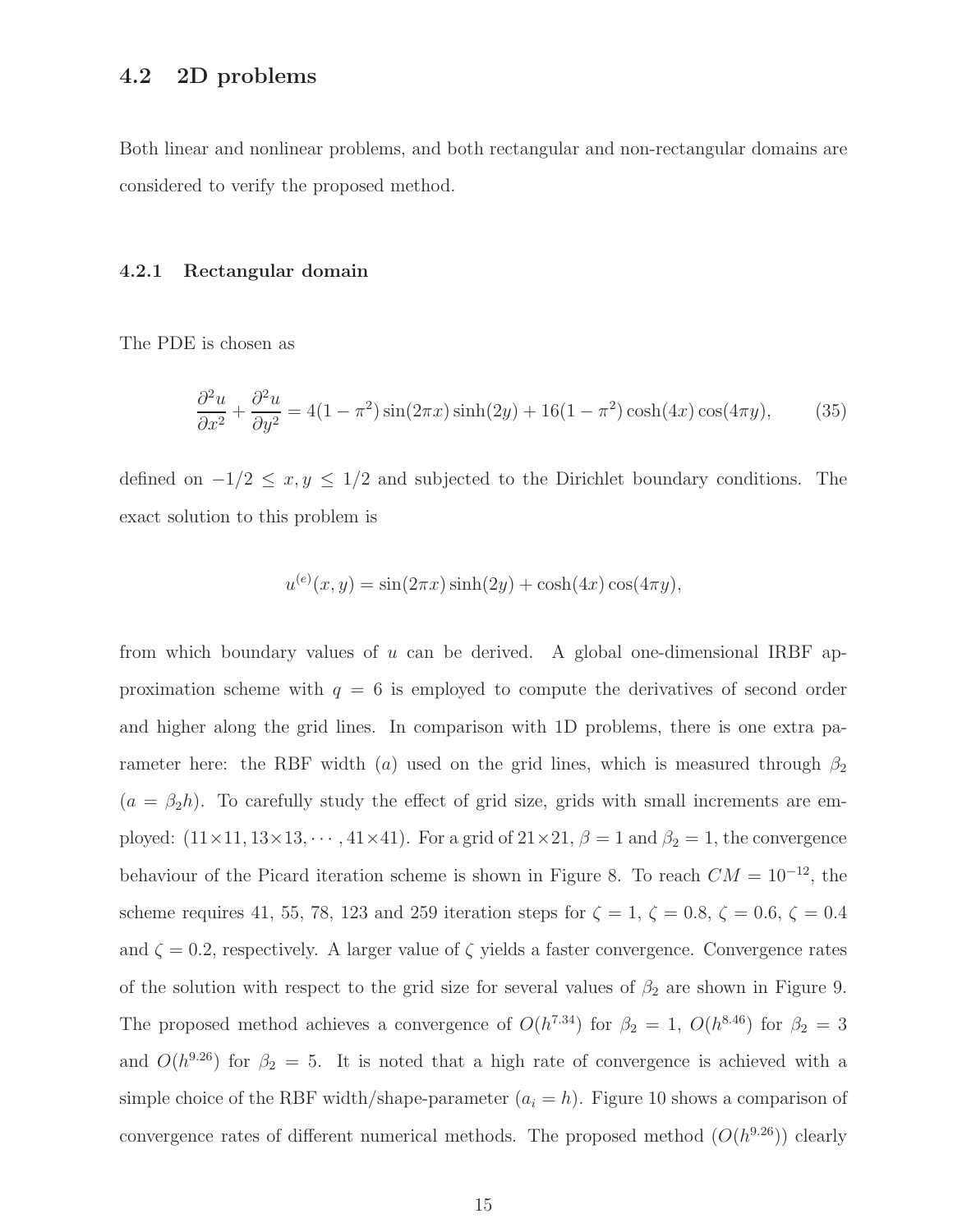## 4.2 2D problems

Both linear and nonlinear problems, and both rectangular and non-rectangular domains are considered to verify the proposed method.

### 4.2.1 Rectangular domain

The PDE is chosen as

$$\frac{\partial^2 u}{\partial x^2} + \frac{\partial^2 u}{\partial y^2} = 4(1-\pi^2)\sin(2\pi x)\sinh(2y) + 16(1-\pi^2)\cosh(4x)\cos(4\pi y), \tag{35}$$

defined on $-1/2 \leq x, y \leq 1/2$ and subjected to the Dirichlet boundary conditions. The exact solution to this problem is

$$u^{(e)}(x,y) = \sin(2\pi x)\sinh(2y) + \cosh(4x)\cos(4\pi y),$$

from which boundary values of $u$ can be derived. A global one-dimensional IRBF approximation scheme with $q = 6$ is employed to compute the derivatives of second order and higher along the grid lines. In comparison with 1D problems, there is one extra parameter here: the RBF width ($a$) used on the grid lines, which is measured through $\beta_2$ ($a = \beta_2 h$). To carefully study the effect of grid size, grids with small increments are employed: $(11\times 11, 13\times 13, \cdots, 41\times 41)$. For a grid of $21\times 21$, $\beta = 1$ and $\beta_2 = 1$, the convergence behaviour of the Picard iteration scheme is shown in Figure 8. To reach $CM = 10^{-12}$, the scheme requires 41, 55, 78, 123 and 259 iteration steps for $\zeta = 1$, $\zeta = 0.8$, $\zeta = 0.6$, $\zeta = 0.4$ and $\zeta = 0.2$, respectively. A larger value of $\zeta$ yields a faster convergence. Convergence rates of the solution with respect to the grid size for several values of $\beta_2$ are shown in Figure 9. The proposed method achieves a convergence of $O(h^{7.34})$ for $\beta_2 = 1$, $O(h^{8.46})$ for $\beta_2 = 3$ and $O(h^{9.26})$ for $\beta_2 = 5$. It is noted that a high rate of convergence is achieved with a simple choice of the RBF width/shape-parameter ($a_i = h$). Figure 10 shows a comparison of convergence rates of different numerical methods. The proposed method ($O(h^{9.26})$) clearly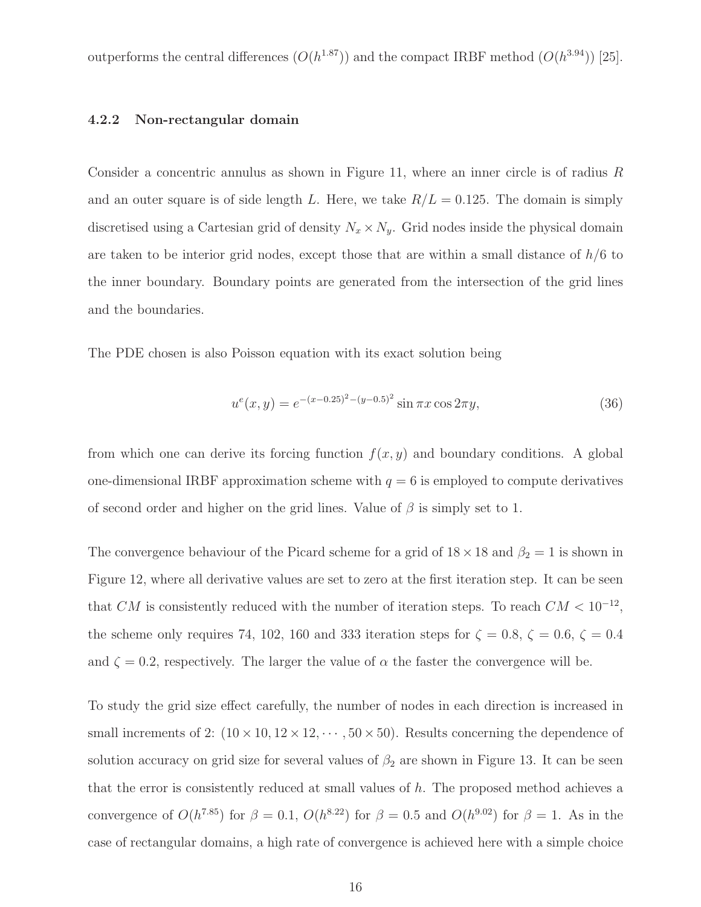outperforms the central differences ($O(h^{1.87})$) and the compact IRBF method ($O(h^{3.94})$) [25].

### 4.2.2 Non-rectangular domain

Consider a concentric annulus as shown in Figure 11, where an inner circle is of radius $R$ and an outer square is of side length $L$. Here, we take $R/L = 0.125$. The domain is simply discretised using a Cartesian grid of density $N_x \times N_y$. Grid nodes inside the physical domain are taken to be interior grid nodes, except those that are within a small distance of $h/6$ to the inner boundary. Boundary points are generated from the intersection of the grid lines and the boundaries.

The PDE chosen is also Poisson equation with its exact solution being

$$u^e(x, y) = e^{-(x-0.25)^2-(y-0.5)^2} \sin \pi x \cos 2\pi y, \tag{36}$$

from which one can derive its forcing function $f(x, y)$ and boundary conditions. A global one-dimensional IRBF approximation scheme with $q = 6$ is employed to compute derivatives of second order and higher on the grid lines. Value of $\beta$ is simply set to 1.

The convergence behaviour of the Picard scheme for a grid of $18 \times 18$ and $\beta_2 = 1$ is shown in Figure 12, where all derivative values are set to zero at the first iteration step. It can be seen that $CM$ is consistently reduced with the number of iteration steps. To reach $CM < 10^{-12}$, the scheme only requires 74, 102, 160 and 333 iteration steps for $\zeta = 0.8$, $\zeta = 0.6$, $\zeta = 0.4$ and $\zeta = 0.2$, respectively. The larger the value of $\alpha$ the faster the convergence will be.

To study the grid size effect carefully, the number of nodes in each direction is increased in small increments of 2: $(10 \times 10, 12 \times 12, \cdots, 50 \times 50)$. Results concerning the dependence of solution accuracy on grid size for several values of $\beta_2$ are shown in Figure 13. It can be seen that the error is consistently reduced at small values of $h$. The proposed method achieves a convergence of $O(h^{7.85})$ for $\beta = 0.1$, $O(h^{8.22})$ for $\beta = 0.5$ and $O(h^{9.02})$ for $\beta = 1$. As in the case of rectangular domains, a high rate of convergence is achieved here with a simple choice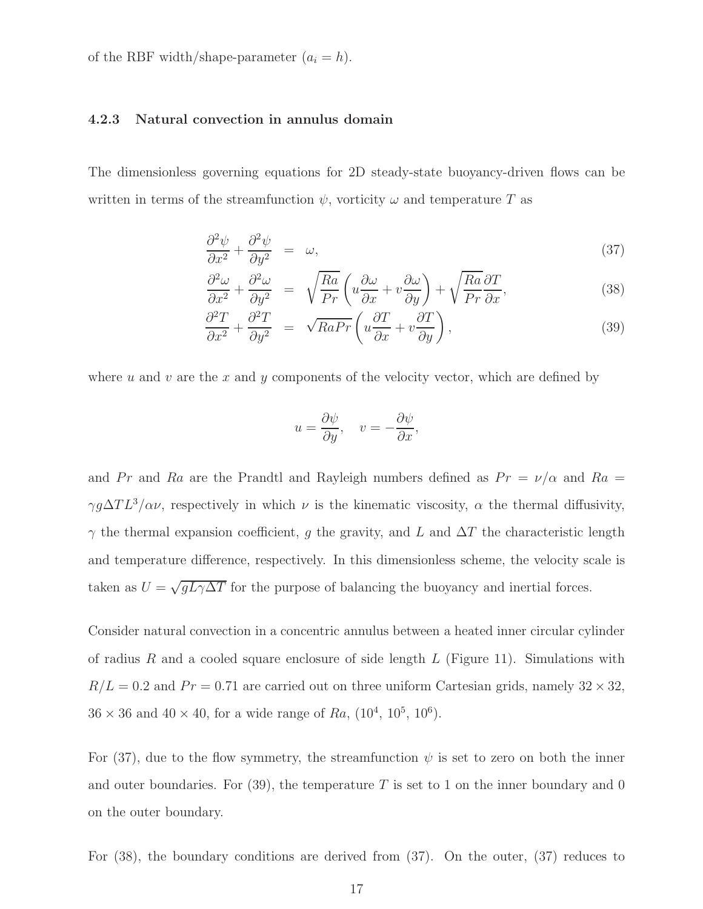of the RBF width/shape-parameter ($a_i = h$).

#### 4.2.3 Natural convection in annulus domain

The dimensionless governing equations for 2D steady-state buoyancy-driven flows can be written in terms of the streamfunction $\psi$, vorticity $\omega$ and temperature $T$ as

$$\frac{\partial^2 \psi}{\partial x^2} + \frac{\partial^2 \psi}{\partial y^2} = \omega, \tag{37}$$

$$\frac{\partial^2 \omega}{\partial x^2} + \frac{\partial^2 \omega}{\partial y^2} = \sqrt{\frac{Ra}{Pr}} \left( u \frac{\partial \omega}{\partial x} + v \frac{\partial \omega}{\partial y} \right) + \sqrt{\frac{Ra}{Pr}} \frac{\partial T}{\partial x}, \tag{38}$$

$$\frac{\partial^2 T}{\partial x^2} + \frac{\partial^2 T}{\partial y^2} = \sqrt{RaPr} \left( u \frac{\partial T}{\partial x} + v \frac{\partial T}{\partial y} \right), \tag{39}$$

where $u$ and $v$ are the $x$ and $y$ components of the velocity vector, which are defined by

$$u = \frac{\partial \psi}{\partial y}, \quad v = -\frac{\partial \psi}{\partial x},$$

and $Pr$ and $Ra$ are the Prandtl and Rayleigh numbers defined as $Pr = \nu/\alpha$ and $Ra = \gamma g \Delta T L^3 / \alpha \nu$, respectively in which $\nu$ is the kinematic viscosity, $\alpha$ the thermal diffusivity, $\gamma$ the thermal expansion coefficient, $g$ the gravity, and $L$ and $\Delta T$ the characteristic length and temperature difference, respectively. In this dimensionless scheme, the velocity scale is taken as $U = \sqrt{gL\gamma\Delta T}$ for the purpose of balancing the buoyancy and inertial forces.

Consider natural convection in a concentric annulus between a heated inner circular cylinder of radius $R$ and a cooled square enclosure of side length $L$ (Figure 11). Simulations with $R/L = 0.2$ and $Pr = 0.71$ are carried out on three uniform Cartesian grids, namely $32 \times 32$, $36 \times 36$ and $40 \times 40$, for a wide range of $Ra$, ($10^4$, $10^5$, $10^6$).

For (37), due to the flow symmetry, the streamfunction $\psi$ is set to zero on both the inner and outer boundaries. For (39), the temperature $T$ is set to 1 on the inner boundary and 0 on the outer boundary.

For (38), the boundary conditions are derived from (37). On the outer, (37) reduces to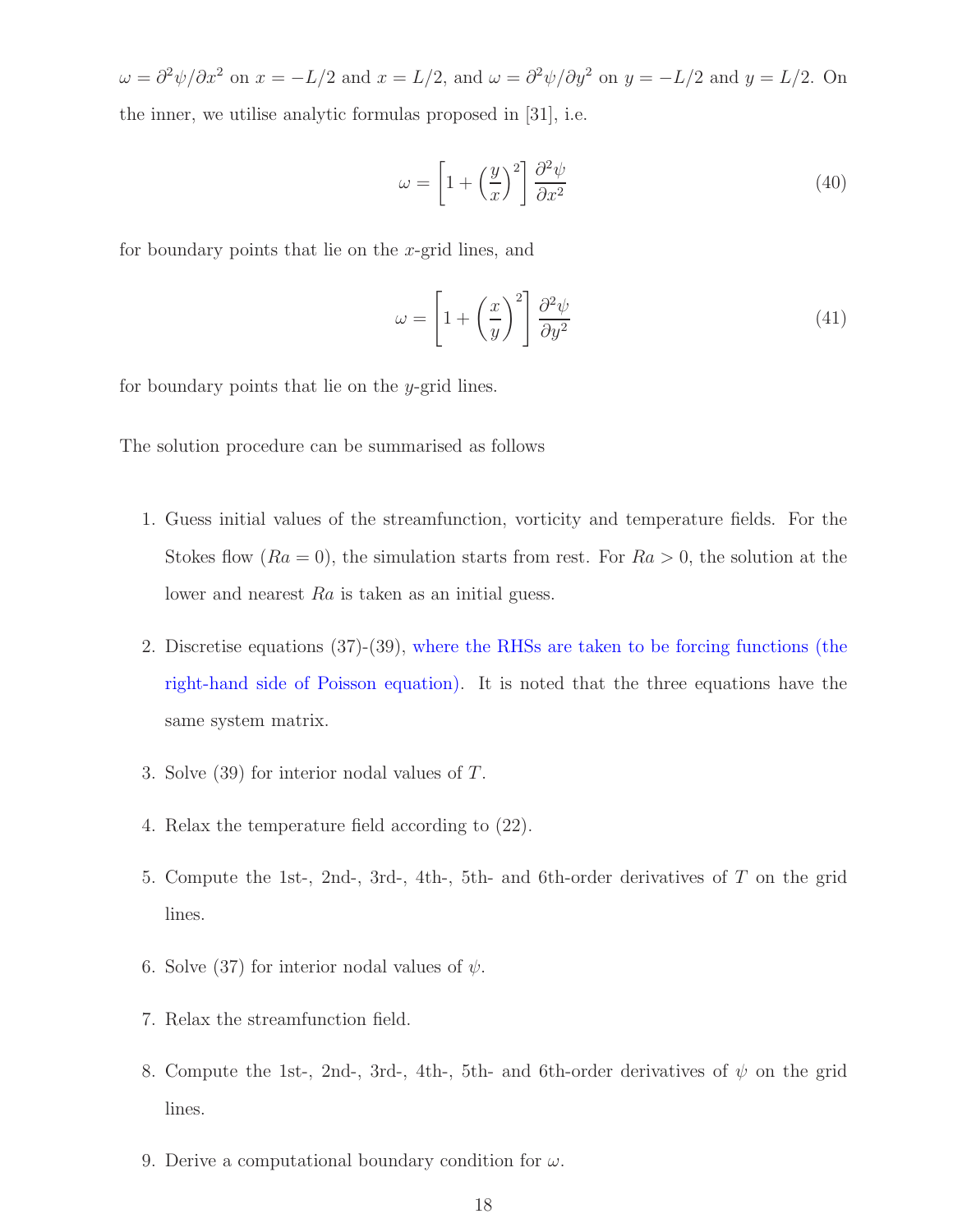$\omega = \partial^2\psi/\partial x^2$ on $x = -L/2$ and $x = L/2$, and $\omega = \partial^2\psi/\partial y^2$ on $y = -L/2$ and $y = L/2$. On the inner, we utilise analytic formulas proposed in [31], i.e.

$$\omega = \left[1 + \left(\frac{y}{x}\right)^2\right] \frac{\partial^2 \psi}{\partial x^2} \tag{40}$$

for boundary points that lie on the $x$-grid lines, and

$$\omega = \left[1 + \left(\frac{x}{y}\right)^2\right] \frac{\partial^2 \psi}{\partial y^2} \tag{41}$$

for boundary points that lie on the $y$-grid lines.

The solution procedure can be summarised as follows

1. Guess initial values of the streamfunction, vorticity and temperature fields. For the Stokes flow ($Ra = 0$), the simulation starts from rest. For $Ra > 0$, the solution at the lower and nearest $Ra$ is taken as an initial guess.
2. Discretise equations (37)-(39), where the RHSs are taken to be forcing functions (the right-hand side of Poisson equation). It is noted that the three equations have the same system matrix.
3. Solve (39) for interior nodal values of $T$.
4. Relax the temperature field according to (22).
5. Compute the 1st-, 2nd-, 3rd-, 4th-, 5th- and 6th-order derivatives of $T$ on the grid lines.
6. Solve (37) for interior nodal values of $\psi$.
7. Relax the streamfunction field.
8. Compute the 1st-, 2nd-, 3rd-, 4th-, 5th- and 6th-order derivatives of $\psi$ on the grid lines.
9. Derive a computational boundary condition for $\omega$.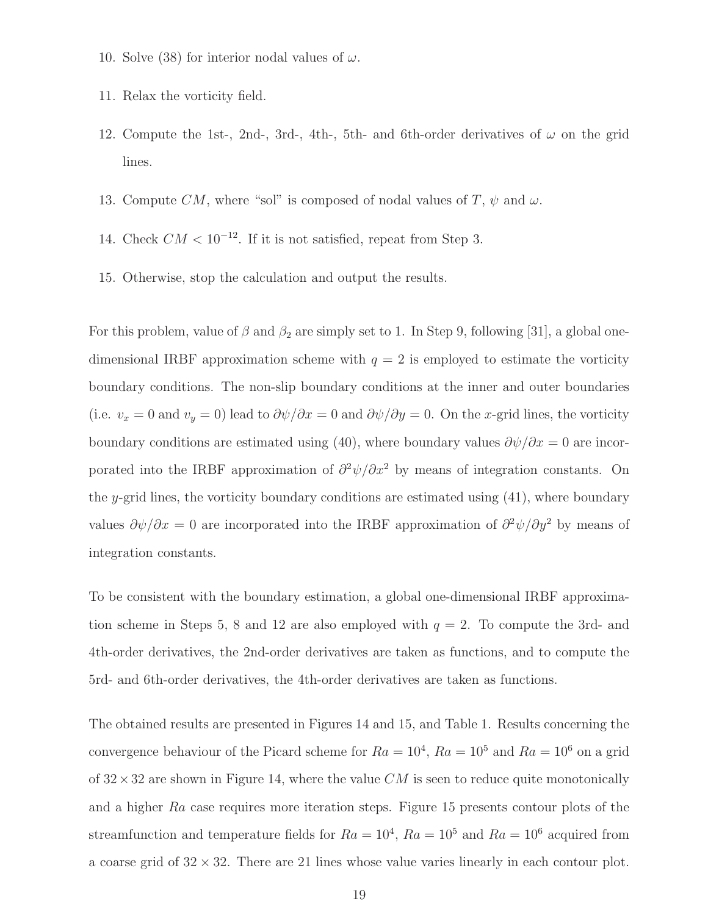10. Solve (38) for interior nodal values of $\omega$.

11. Relax the vorticity field.

12. Compute the 1st-, 2nd-, 3rd-, 4th-, 5th- and 6th-order derivatives of $\omega$ on the grid lines.

13. Compute $CM$, where "sol" is composed of nodal values of $T$, $\psi$ and $\omega$.

14. Check $CM < 10^{-12}$. If it is not satisfied, repeat from Step 3.

15. Otherwise, stop the calculation and output the results.

For this problem, value of $\beta$ and $\beta_2$ are simply set to 1. In Step 9, following [31], a global one-dimensional IRBF approximation scheme with $q = 2$ is employed to estimate the vorticity boundary conditions. The non-slip boundary conditions at the inner and outer boundaries (i.e. $v_x = 0$ and $v_y = 0$) lead to $\partial\psi/\partial x = 0$ and $\partial\psi/\partial y = 0$. On the $x$-grid lines, the vorticity boundary conditions are estimated using (40), where boundary values $\partial\psi/\partial x = 0$ are incorporated into the IRBF approximation of $\partial^2\psi/\partial x^2$ by means of integration constants. On the $y$-grid lines, the vorticity boundary conditions are estimated using (41), where boundary values $\partial\psi/\partial x = 0$ are incorporated into the IRBF approximation of $\partial^2\psi/\partial y^2$ by means of integration constants.

To be consistent with the boundary estimation, a global one-dimensional IRBF approximation scheme in Steps 5, 8 and 12 are also employed with $q = 2$. To compute the 3rd- and 4th-order derivatives, the 2nd-order derivatives are taken as functions, and to compute the 5rd- and 6th-order derivatives, the 4th-order derivatives are taken as functions.

The obtained results are presented in Figures 14 and 15, and Table 1. Results concerning the convergence behaviour of the Picard scheme for $Ra = 10^4$, $Ra = 10^5$ and $Ra = 10^6$ on a grid of $32 \times 32$ are shown in Figure 14, where the value $CM$ is seen to reduce quite monotonically and a higher $Ra$ case requires more iteration steps. Figure 15 presents contour plots of the streamfunction and temperature fields for $Ra = 10^4$, $Ra = 10^5$ and $Ra = 10^6$ acquired from a coarse grid of $32 \times 32$. There are 21 lines whose value varies linearly in each contour plot.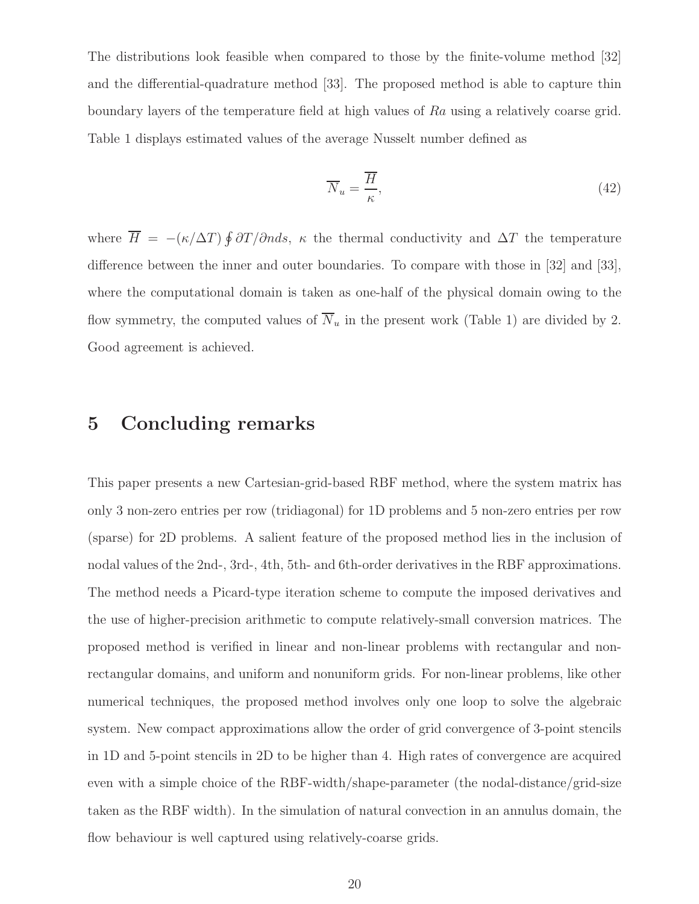The distributions look feasible when compared to those by the finite-volume method [32] and the differential-quadrature method [33]. The proposed method is able to capture thin boundary layers of the temperature field at high values of $Ra$ using a relatively coarse grid. Table 1 displays estimated values of the average Nusselt number defined as

$$\overline{N}_u = \frac{\overline{H}}{\kappa}, \tag{42}$$

where $\overline{H} = -(\kappa/\Delta T) \oint \partial T/\partial n ds$, $\kappa$ the thermal conductivity and $\Delta T$ the temperature difference between the inner and outer boundaries. To compare with those in [32] and [33], where the computational domain is taken as one-half of the physical domain owing to the flow symmetry, the computed values of $\overline{N}_u$ in the present work (Table 1) are divided by 2. Good agreement is achieved.

# 5 Concluding remarks

This paper presents a new Cartesian-grid-based RBF method, where the system matrix has only 3 non-zero entries per row (tridiagonal) for 1D problems and 5 non-zero entries per row (sparse) for 2D problems. A salient feature of the proposed method lies in the inclusion of nodal values of the 2nd-, 3rd-, 4th, 5th- and 6th-order derivatives in the RBF approximations. The method needs a Picard-type iteration scheme to compute the imposed derivatives and the use of higher-precision arithmetic to compute relatively-small conversion matrices. The proposed method is verified in linear and non-linear problems with rectangular and non-rectangular domains, and uniform and nonuniform grids. For non-linear problems, like other numerical techniques, the proposed method involves only one loop to solve the algebraic system. New compact approximations allow the order of grid convergence of 3-point stencils in 1D and 5-point stencils in 2D to be higher than 4. High rates of convergence are acquired even with a simple choice of the RBF-width/shape-parameter (the nodal-distance/grid-size taken as the RBF width). In the simulation of natural convection in an annulus domain, the flow behaviour is well captured using relatively-coarse grids.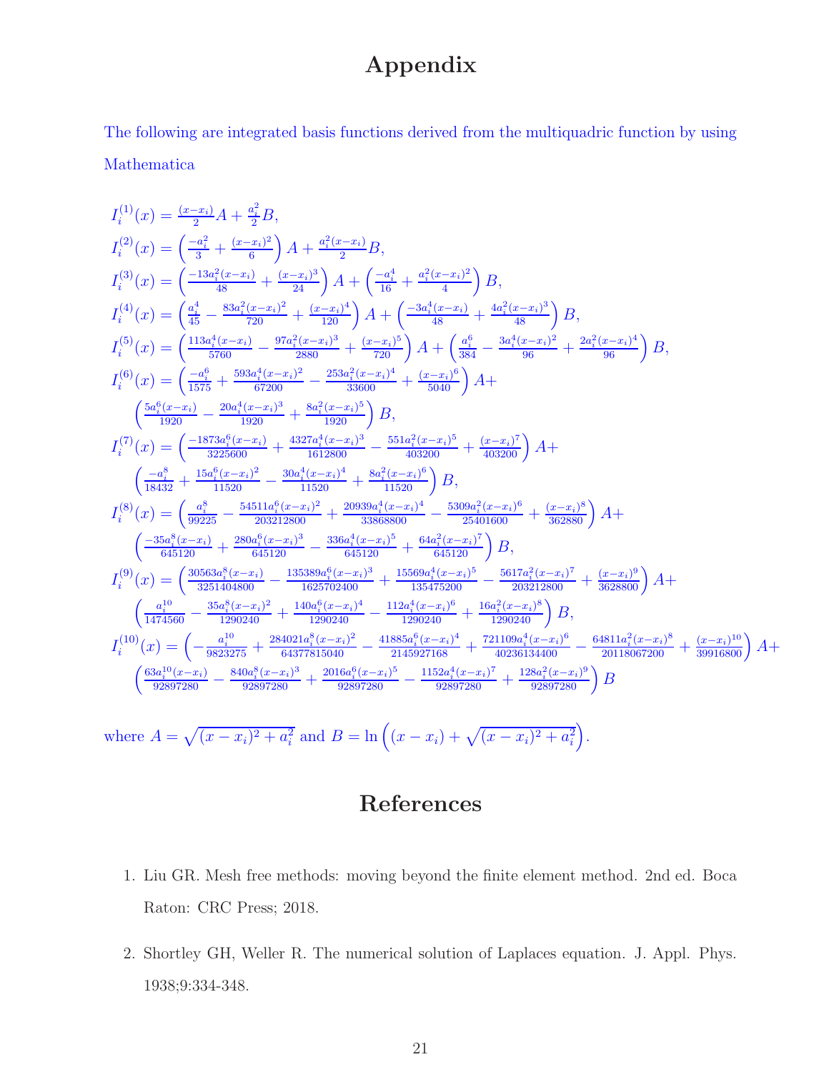# Appendix

The following are integrated basis functions derived from the multiquadric function by using Mathematica

$$I_i^{(1)}(x) = \frac{(x-x_i)}{2}A + \frac{a_i^2}{2}B,$$

$$I_i^{(2)}(x) = \left(\frac{-a_i^2}{3} + \frac{(x-x_i)^2}{6}\right)A + \frac{a_i^2(x-x_i)}{2}B,$$

$$I_i^{(3)}(x) = \left(\frac{-13a_i^2(x-x_i)}{48} + \frac{(x-x_i)^3}{24}\right)A + \left(\frac{-a_i^4}{16} + \frac{a_i^2(x-x_i)^2}{4}\right)B,$$

$$I_i^{(4)}(x) = \left(\frac{a_i^4}{45} - \frac{83a_i^2(x-x_i)^2}{720} + \frac{(x-x_i)^4}{120}\right)A + \left(\frac{-3a_i^4(x-x_i)}{48} + \frac{4a_i^2(x-x_i)^3}{48}\right)B,$$

$$I_i^{(5)}(x) = \left(\frac{113a_i^4(x-x_i)}{5760} - \frac{97a_i^2(x-x_i)^3}{2880} + \frac{(x-x_i)^5}{720}\right)A + \left(\frac{a_i^6}{384} - \frac{3a_i^4(x-x_i)^2}{96} + \frac{2a_i^2(x-x_i)^4}{96}\right)B,$$

$$I_i^{(6)}(x) = \left(\frac{-a_i^6}{1575} + \frac{593a_i^4(x-x_i)^2}{67200} - \frac{253a_i^2(x-x_i)^4}{33600} + \frac{(x-x_i)^6}{5040}\right)A + \left(\frac{5a_i^6(x-x_i)}{1920} - \frac{20a_i^4(x-x_i)^3}{1920} + \frac{8a_i^2(x-x_i)^5}{1920}\right)B,$$

$$I_i^{(7)}(x) = \left(\frac{-1873a_i^6(x-x_i)}{3225600} + \frac{4327a_i^4(x-x_i)^3}{1612800} - \frac{551a_i^2(x-x_i)^5}{403200} + \frac{(x-x_i)^7}{403200}\right)A + \left(\frac{-a_i^8}{18432} + \frac{15a_i^6(x-x_i)^2}{11520} - \frac{30a_i^4(x-x_i)^4}{11520} + \frac{8a_i^2(x-x_i)^6}{11520}\right)B,$$

$$I_i^{(8)}(x) = \left(\frac{a_i^8}{99225} - \frac{54511a_i^6(x-x_i)^2}{203212800} + \frac{20939a_i^4(x-x_i)^4}{33868800} - \frac{5309a_i^2(x-x_i)^6}{25401600} + \frac{(x-x_i)^8}{362880}\right)A + \left(\frac{-35a_i^8(x-x_i)}{645120} + \frac{280a_i^6(x-x_i)^3}{645120} - \frac{336a_i^4(x-x_i)^5}{645120} + \frac{64a_i^2(x-x_i)^7}{645120}\right)B,$$

$$I_i^{(9)}(x) = \left(\frac{30563a_i^8(x-x_i)}{3251404800} - \frac{135389a_i^6(x-x_i)^3}{1625702400} + \frac{15569a_i^4(x-x_i)^5}{135475200} - \frac{5617a_i^2(x-x_i)^7}{203212800} + \frac{(x-x_i)^9}{3628800}\right)A + \left(\frac{a_i^{10}}{1474560} - \frac{35a_i^8(x-x_i)^2}{1290240} + \frac{140a_i^6(x-x_i)^4}{1290240} - \frac{112a_i^4(x-x_i)^6}{1290240} + \frac{16a_i^2(x-x_i)^8}{1290240}\right)B,$$

$$I_i^{(10)}(x) = \left(-\frac{a_i^{10}}{9823275} + \frac{284021a_i^8(x-x_i)^2}{64377815040} - \frac{41885a_i^6(x-x_i)^4}{2145927168} + \frac{721109a_i^4(x-x_i)^6}{40236134400} - \frac{64811a_i^2(x-x_i)^8}{20118067200} + \frac{(x-x_i)^{10}}{39916800}\right)A + \left(\frac{63a_i^{10}(x-x_i)}{92897280} - \frac{840a_i^8(x-x_i)^3}{92897280} + \frac{2016a_i^6(x-x_i)^5}{92897280} - \frac{1152a_i^4(x-x_i)^7}{92897280} + \frac{128a_i^2(x-x_i)^9}{92897280}\right)B$$

where $A = \sqrt{(x-x_i)^2 + a_i^2}$ and $B = \ln\left((x-x_i) + \sqrt{(x-x_i)^2 + a_i^2}\right)$.

# References

1. Liu GR. Mesh free methods: moving beyond the finite element method. 2nd ed. Boca Raton: CRC Press; 2018.

2. Shortley GH, Weller R. The numerical solution of Laplaces equation. J. Appl. Phys. 1938;9:334-348.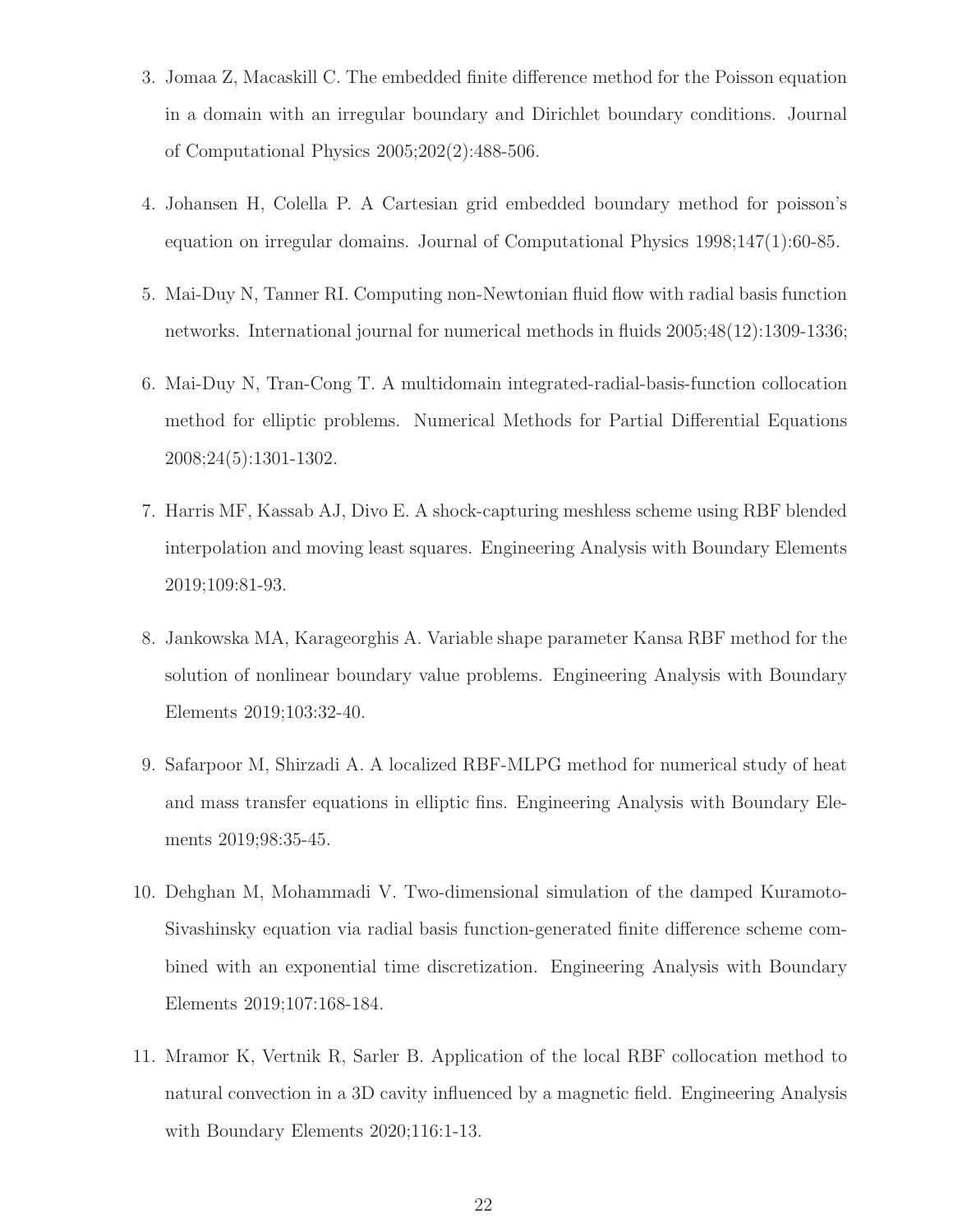3. Jomaa Z, Macaskill C. The embedded finite difference method for the Poisson equation in a domain with an irregular boundary and Dirichlet boundary conditions. Journal of Computational Physics 2005;202(2):488-506.

4. Johansen H, Colella P. A Cartesian grid embedded boundary method for poisson's equation on irregular domains. Journal of Computational Physics 1998;147(1):60-85.

5. Mai-Duy N, Tanner RI. Computing non-Newtonian fluid flow with radial basis function networks. International journal for numerical methods in fluids 2005;48(12):1309-1336;

6. Mai-Duy N, Tran-Cong T. A multidomain integrated-radial-basis-function collocation method for elliptic problems. Numerical Methods for Partial Differential Equations 2008;24(5):1301-1302.

7. Harris MF, Kassab AJ, Divo E. A shock-capturing meshless scheme using RBF blended interpolation and moving least squares. Engineering Analysis with Boundary Elements 2019;109:81-93.

8. Jankowska MA, Karageorghis A. Variable shape parameter Kansa RBF method for the solution of nonlinear boundary value problems. Engineering Analysis with Boundary Elements 2019;103:32-40.

9. Safarpoor M, Shirzadi A. A localized RBF-MLPG method for numerical study of heat and mass transfer equations in elliptic fins. Engineering Analysis with Boundary Elements 2019;98:35-45.

10. Dehghan M, Mohammadi V. Two-dimensional simulation of the damped Kuramoto-Sivashinsky equation via radial basis function-generated finite difference scheme combined with an exponential time discretization. Engineering Analysis with Boundary Elements 2019;107:168-184.

11. Mramor K, Vertnik R, Sarler B. Application of the local RBF collocation method to natural convection in a 3D cavity influenced by a magnetic field. Engineering Analysis with Boundary Elements 2020;116:1-13.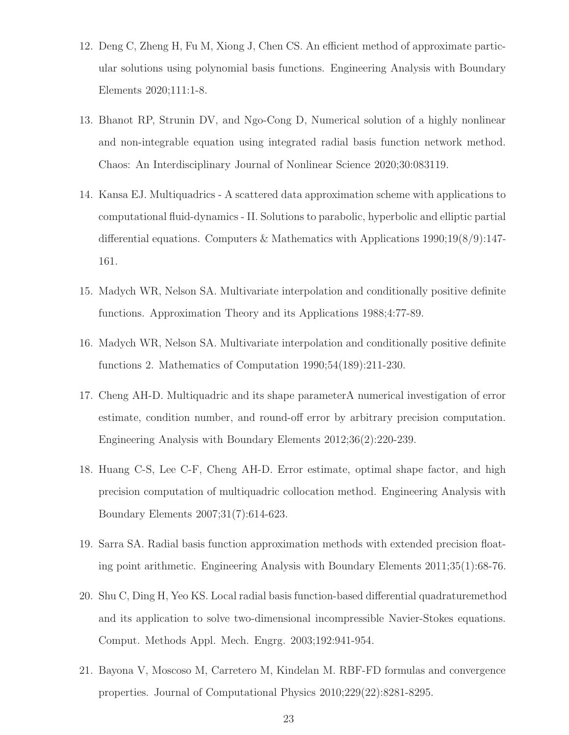12. Deng C, Zheng H, Fu M, Xiong J, Chen CS. An efficient method of approximate particular solutions using polynomial basis functions. Engineering Analysis with Boundary Elements 2020;111:1-8.

13. Bhanot RP, Strunin DV, and Ngo-Cong D, Numerical solution of a highly nonlinear and non-integrable equation using integrated radial basis function network method. Chaos: An Interdisciplinary Journal of Nonlinear Science 2020;30:083119.

14. Kansa EJ. Multiquadrics - A scattered data approximation scheme with applications to computational fluid-dynamics - II. Solutions to parabolic, hyperbolic and elliptic partial differential equations. Computers & Mathematics with Applications 1990;19(8/9):147-161.

15. Madych WR, Nelson SA. Multivariate interpolation and conditionally positive definite functions. Approximation Theory and its Applications 1988;4:77-89.

16. Madych WR, Nelson SA. Multivariate interpolation and conditionally positive definite functions 2. Mathematics of Computation 1990;54(189):211-230.

17. Cheng AH-D. Multiquadric and its shape parameterA numerical investigation of error estimate, condition number, and round-off error by arbitrary precision computation. Engineering Analysis with Boundary Elements 2012;36(2):220-239.

18. Huang C-S, Lee C-F, Cheng AH-D. Error estimate, optimal shape factor, and high precision computation of multiquadric collocation method. Engineering Analysis with Boundary Elements 2007;31(7):614-623.

19. Sarra SA. Radial basis function approximation methods with extended precision floating point arithmetic. Engineering Analysis with Boundary Elements 2011;35(1):68-76.

20. Shu C, Ding H, Yeo KS. Local radial basis function-based differential quadraturemethod and its application to solve two-dimensional incompressible Navier-Stokes equations. Comput. Methods Appl. Mech. Engrg. 2003;192:941-954.

21. Bayona V, Moscoso M, Carretero M, Kindelan M. RBF-FD formulas and convergence properties. Journal of Computational Physics 2010;229(22):8281-8295.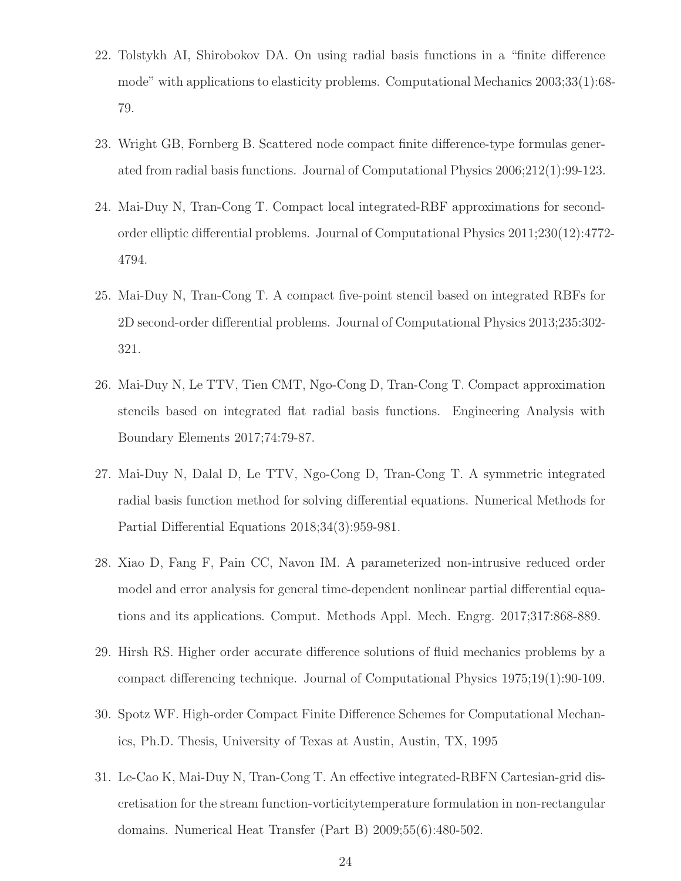22. Tolstykh AI, Shirobokov DA. On using radial basis functions in a “finite difference mode” with applications to elasticity problems. Computational Mechanics 2003;33(1):68-79.

23. Wright GB, Fornberg B. Scattered node compact finite difference-type formulas generated from radial basis functions. Journal of Computational Physics 2006;212(1):99-123.

24. Mai-Duy N, Tran-Cong T. Compact local integrated-RBF approximations for second-order elliptic differential problems. Journal of Computational Physics 2011;230(12):4772-4794.

25. Mai-Duy N, Tran-Cong T. A compact five-point stencil based on integrated RBFs for 2D second-order differential problems. Journal of Computational Physics 2013;235:302-321.

26. Mai-Duy N, Le TTV, Tien CMT, Ngo-Cong D, Tran-Cong T. Compact approximation stencils based on integrated flat radial basis functions. Engineering Analysis with Boundary Elements 2017;74:79-87.

27. Mai-Duy N, Dalal D, Le TTV, Ngo-Cong D, Tran-Cong T. A symmetric integrated radial basis function method for solving differential equations. Numerical Methods for Partial Differential Equations 2018;34(3):959-981.

28. Xiao D, Fang F, Pain CC, Navon IM. A parameterized non-intrusive reduced order model and error analysis for general time-dependent nonlinear partial differential equations and its applications. Comput. Methods Appl. Mech. Engrg. 2017;317:868-889.

29. Hirsh RS. Higher order accurate difference solutions of fluid mechanics problems by a compact differencing technique. Journal of Computational Physics 1975;19(1):90-109.

30. Spotz WF. High-order Compact Finite Difference Schemes for Computational Mechanics, Ph.D. Thesis, University of Texas at Austin, Austin, TX, 1995

31. Le-Cao K, Mai-Duy N, Tran-Cong T. An effective integrated-RBFN Cartesian-grid discretisation for the stream function-vorticitytemperature formulation in non-rectangular domains. Numerical Heat Transfer (Part B) 2009;55(6):480-502.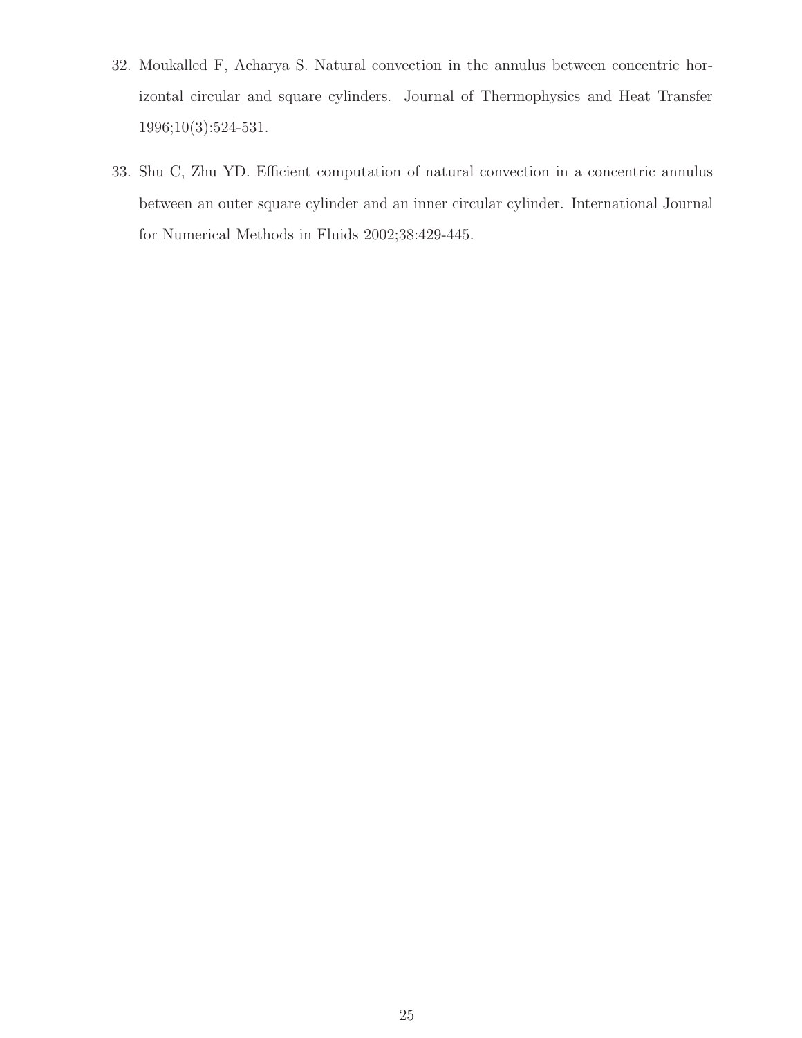32. Moukalled F, Acharya S. Natural convection in the annulus between concentric horizontal circular and square cylinders. Journal of Thermophysics and Heat Transfer 1996;10(3):524-531.

33. Shu C, Zhu YD. Efficient computation of natural convection in a concentric annulus between an outer square cylinder and an inner circular cylinder. International Journal for Numerical Methods in Fluids 2002;38:429-445.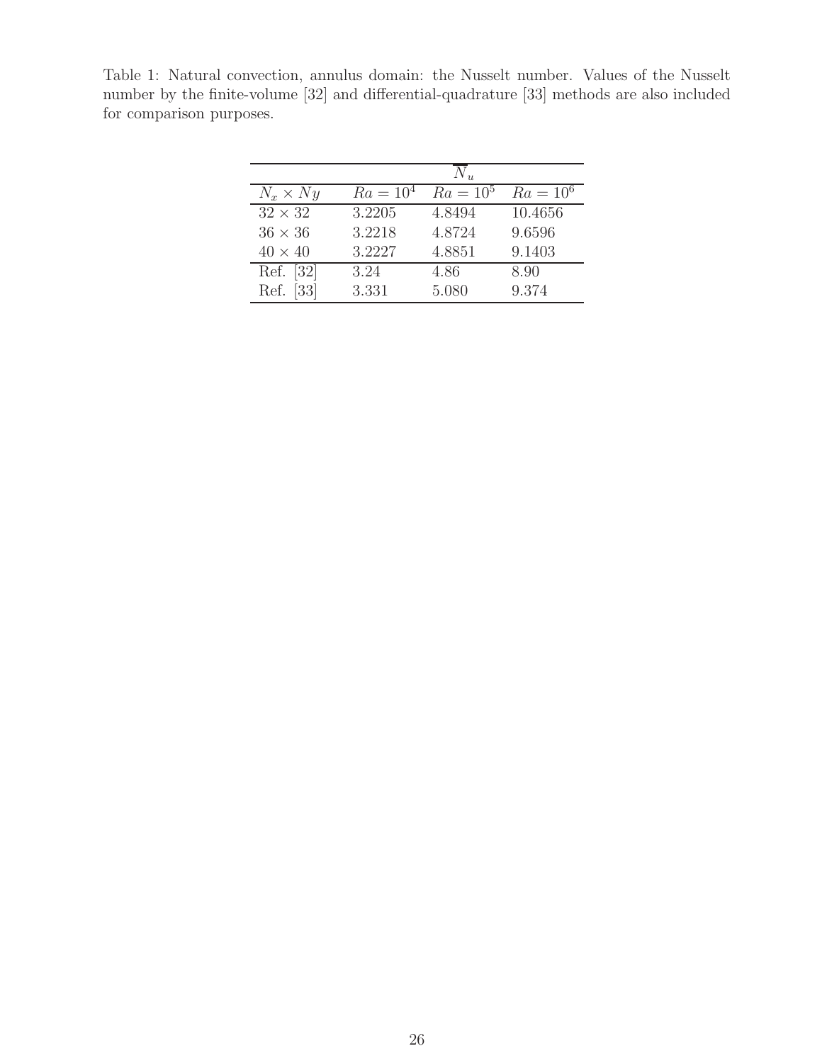Table 1: Natural convection, annulus domain: the Nusselt number. Values of the Nusselt number by the finite-volume [32] and differential-quadrature [33] methods are also included for comparison purposes.

| | $\overline{N}_u$ | | |
|---|---|---|---|
| $N_x \times Ny$ | $Ra = 10^4$ | $Ra = 10^5$ | $Ra = 10^6$ |
| $32 \times 32$ | 3.2205 | 4.8494 | 10.4656 |
| $36 \times 36$ | 3.2218 | 4.8724 | 9.6596 |
| $40 \times 40$ | 3.2227 | 4.8851 | 9.1403 |
| Ref. [32] | 3.24 | 4.86 | 8.90 |
| Ref. [33] | 3.331 | 5.080 | 9.374 |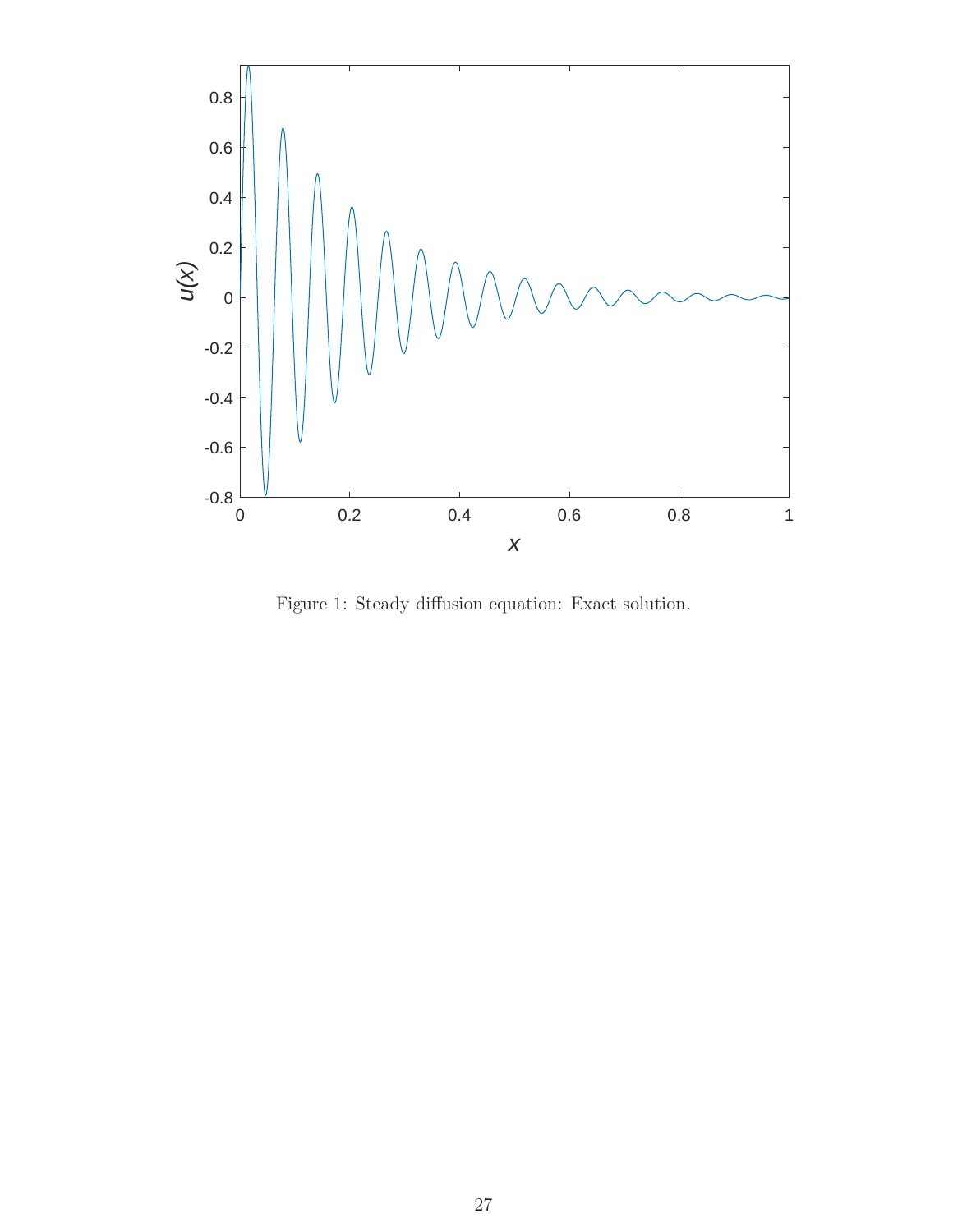Figure 1: Steady diffusion equation: Exact solution.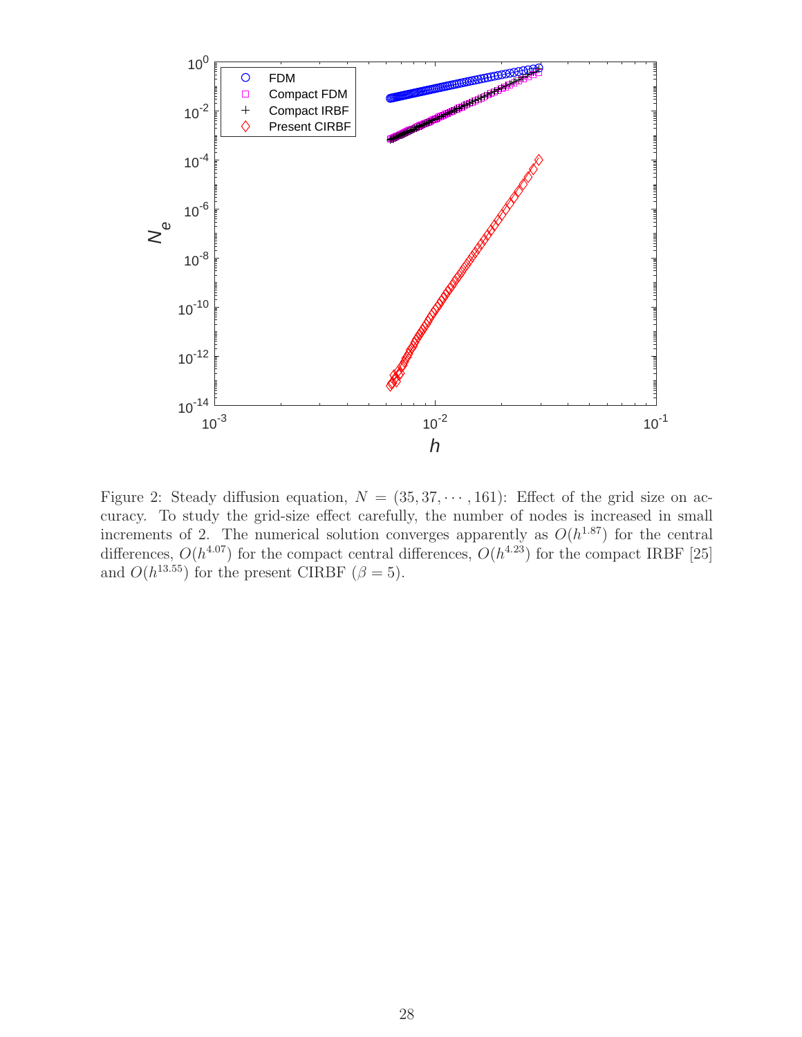Figure 2: Steady diffusion equation, $N = (35, 37, \cdots, 161)$: Effect of the grid size on accuracy. To study the grid-size effect carefully, the number of nodes is increased in small increments of 2. The numerical solution converges apparently as $O(h^{1.87})$ for the central differences, $O(h^{4.07})$ for the compact central differences, $O(h^{4.23})$ for the compact IRBF [25] and $O(h^{13.55})$ for the present CIRBF ($\beta = 5$).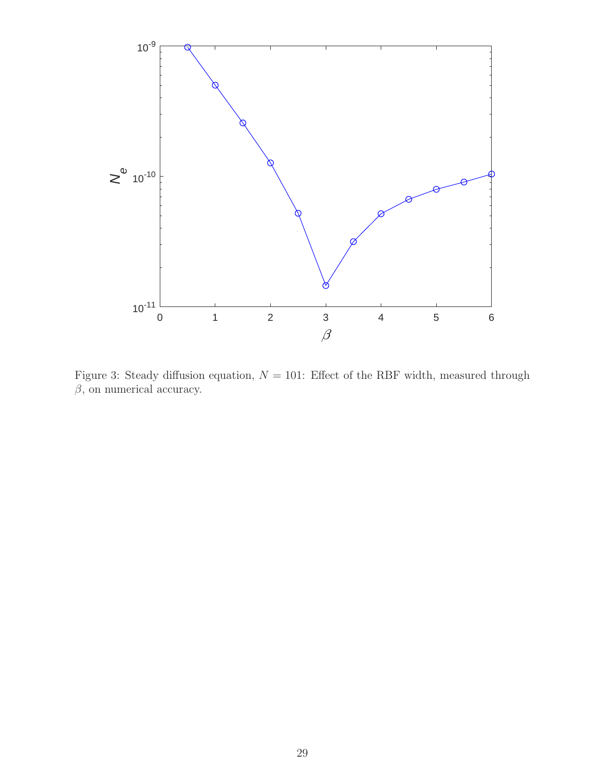Figure 3: Steady diffusion equation, $N = 101$: Effect of the RBF width, measured through $\beta$, on numerical accuracy.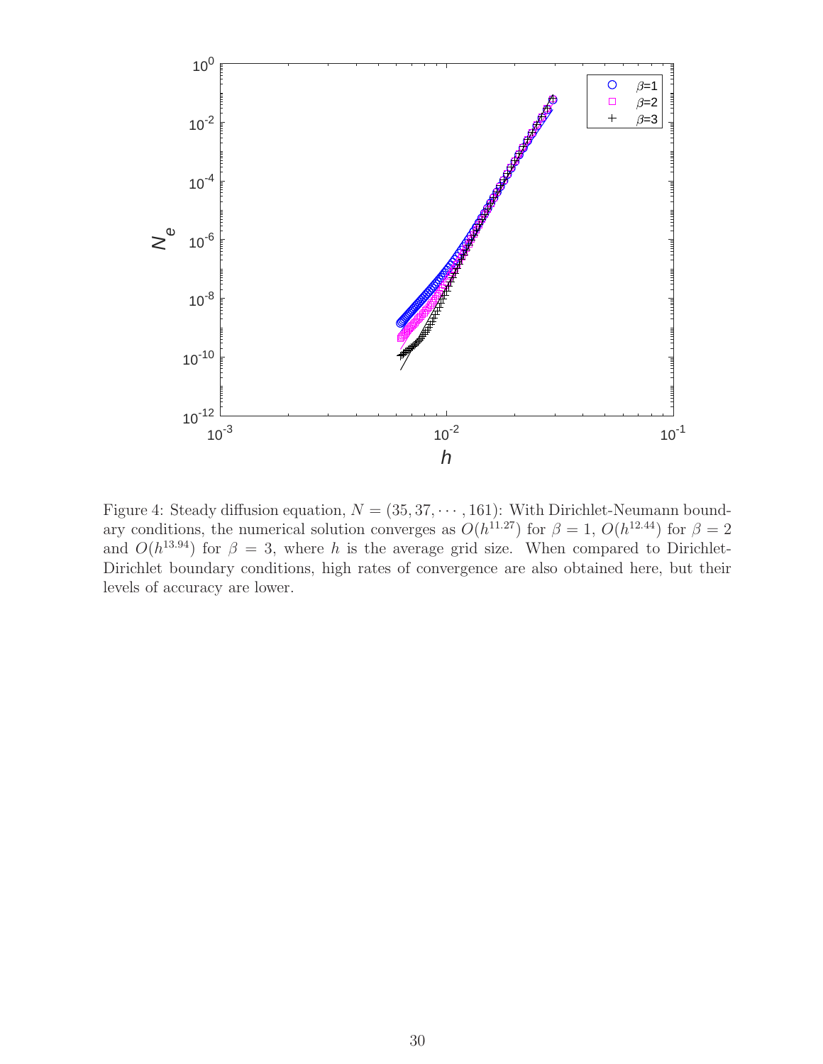Figure 4: Steady diffusion equation, $N = (35, 37, \cdots, 161)$: With Dirichlet-Neumann boundary conditions, the numerical solution converges as $O(h^{11.27})$ for $\beta = 1$, $O(h^{12.44})$ for $\beta = 2$ and $O(h^{13.94})$ for $\beta = 3$, where $h$ is the average grid size. When compared to Dirichlet-Dirichlet boundary conditions, high rates of convergence are also obtained here, but their levels of accuracy are lower.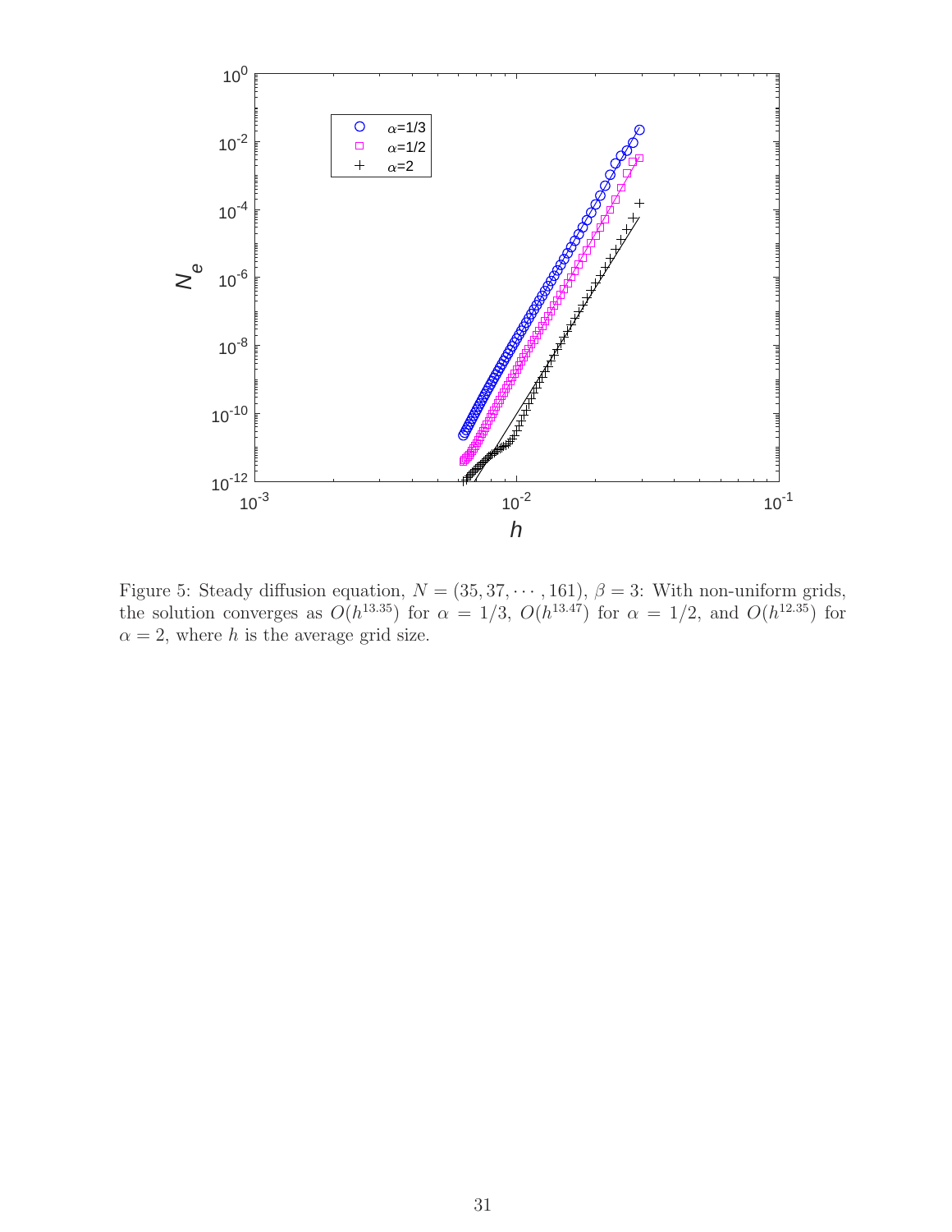Figure 5: Steady diffusion equation, $N = (35, 37, \cdots, 161)$, $\beta = 3$: With non-uniform grids, the solution converges as $O(h^{13.35})$ for $\alpha = 1/3$, $O(h^{13.47})$ for $\alpha = 1/2$, and $O(h^{12.35})$ for $\alpha = 2$, where $h$ is the average grid size.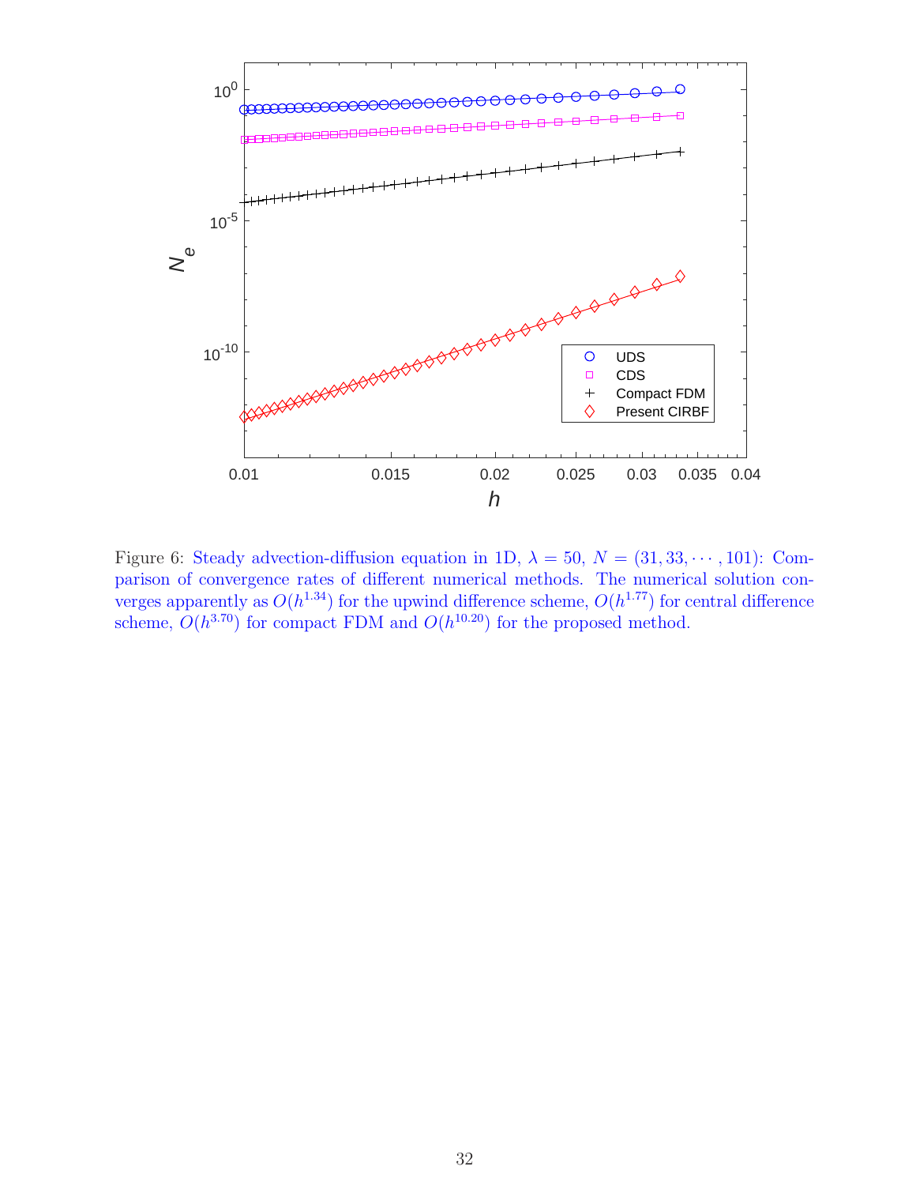Figure 6: Steady advection-diffusion equation in 1D, $\lambda = 50$, $N = (31, 33, \cdots, 101)$: Comparison of convergence rates of different numerical methods. The numerical solution converges apparently as $O(h^{1.34})$ for the upwind difference scheme, $O(h^{1.77})$ for central difference scheme, $O(h^{3.70})$ for compact FDM and $O(h^{10.20})$ for the proposed method.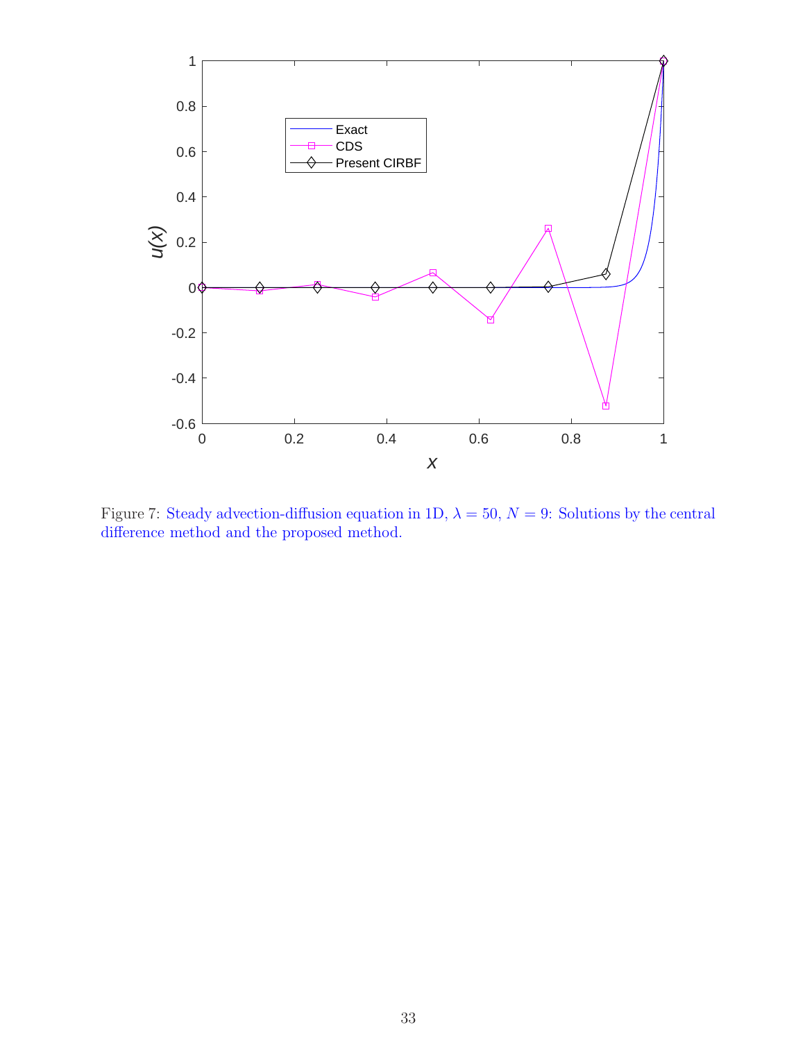Figure 7: Steady advection-diffusion equation in 1D, $\lambda = 50$, $N = 9$: Solutions by the central difference method and the proposed method.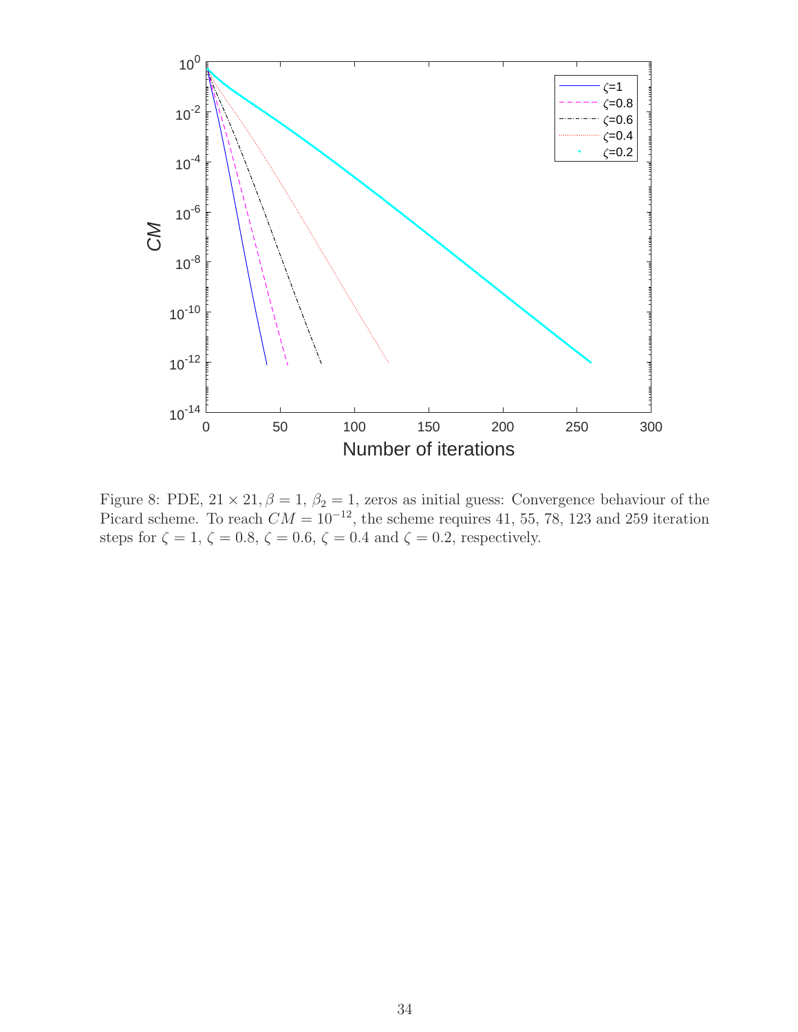Figure 8: PDE, $21 \times 21, \beta = 1$, $\beta_2 = 1$, zeros as initial guess: Convergence behaviour of the Picard scheme. To reach $CM = 10^{-12}$, the scheme requires 41, 55, 78, 123 and 259 iteration steps for $\zeta = 1$, $\zeta = 0.8$, $\zeta = 0.6$, $\zeta = 0.4$ and $\zeta = 0.2$, respectively.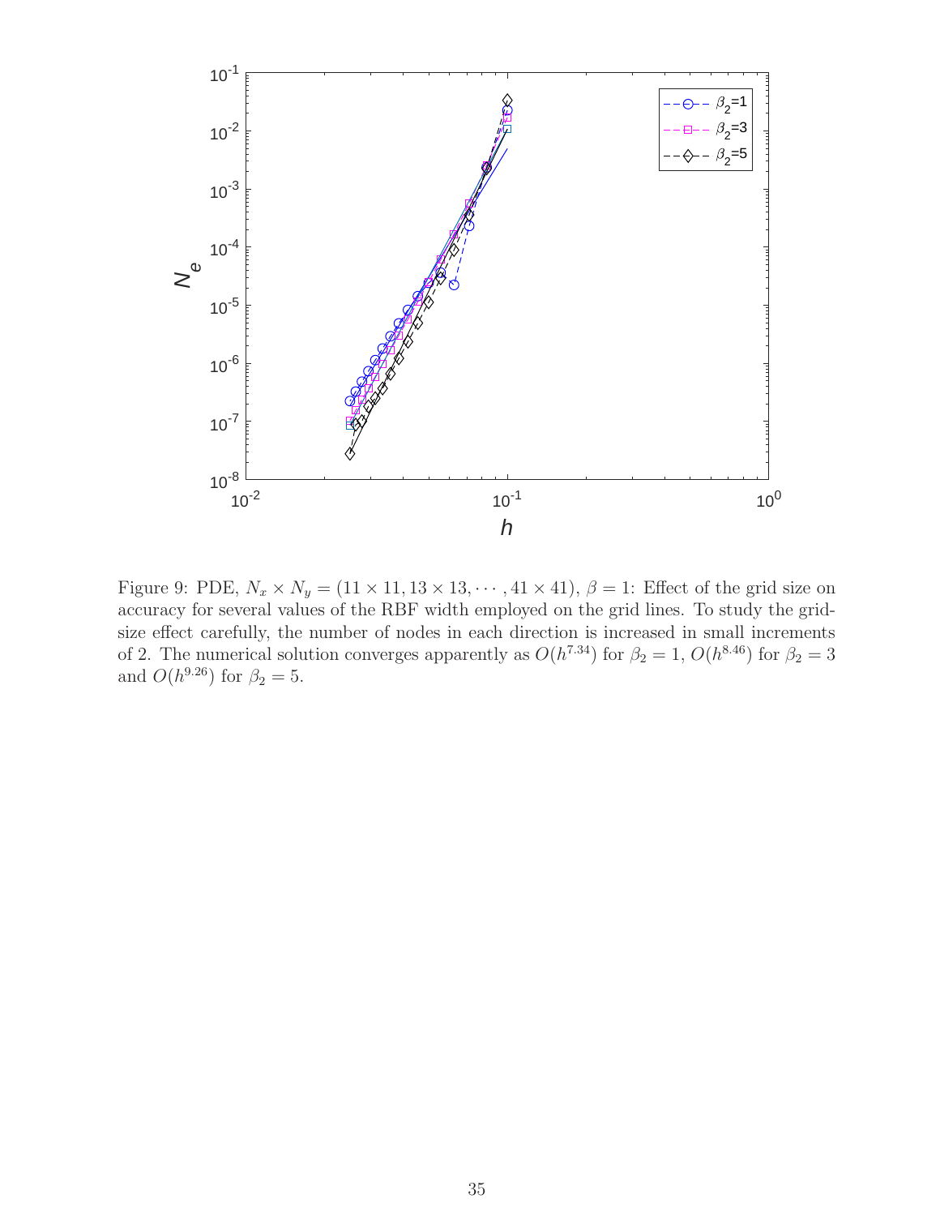Figure 9: PDE, $N_x \times N_y = (11 \times 11, 13 \times 13, \cdots, 41 \times 41)$, $\beta = 1$: Effect of the grid size on accuracy for several values of the RBF width employed on the grid lines. To study the grid-size effect carefully, the number of nodes in each direction is increased in small increments of 2. The numerical solution converges apparently as $O(h^{7.34})$ for $\beta_2 = 1$, $O(h^{8.46})$ for $\beta_2 = 3$ and $O(h^{9.26})$ for $\beta_2 = 5$.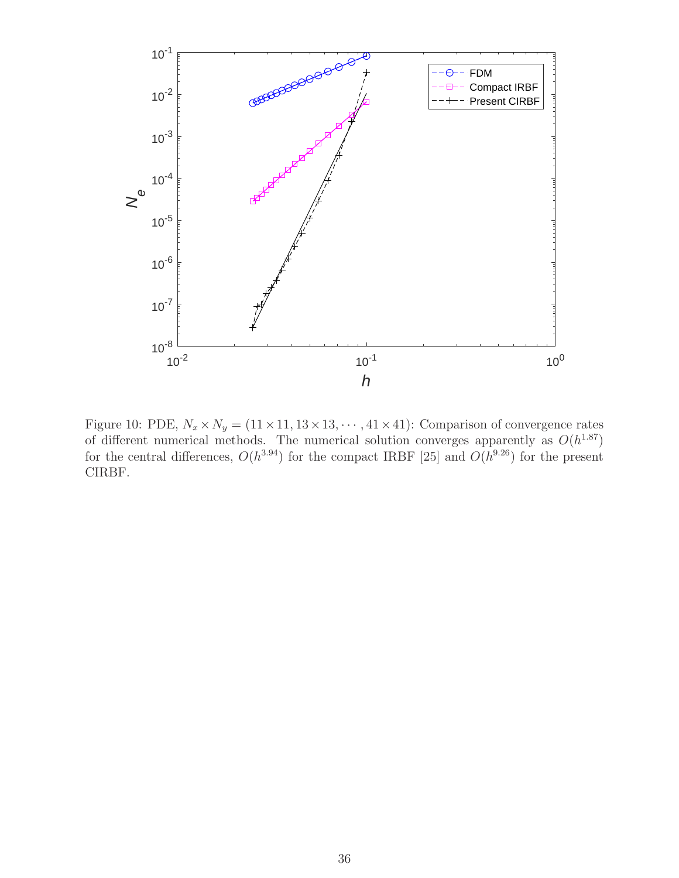Figure 10: PDE, $N_x \times N_y = (11 \times 11, 13 \times 13, \cdots, 41 \times 41)$: Comparison of convergence rates of different numerical methods. The numerical solution converges apparently as $O(h^{1.87})$ for the central differences, $O(h^{3.94})$ for the compact IRBF [25] and $O(h^{9.26})$ for the present CIRBF.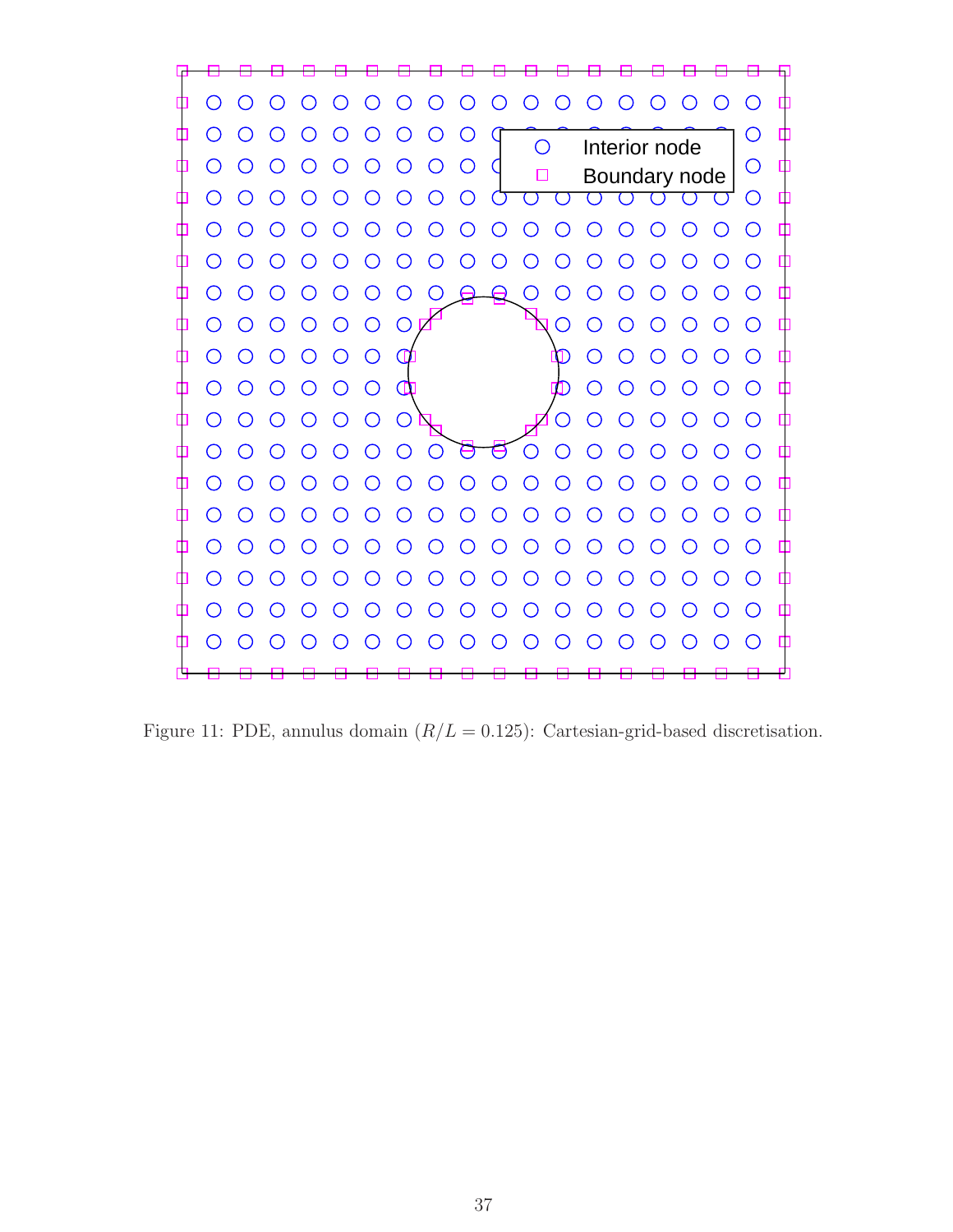Figure 11: PDE, annulus domain ($R/L = 0.125$): Cartesian-grid-based discretisation.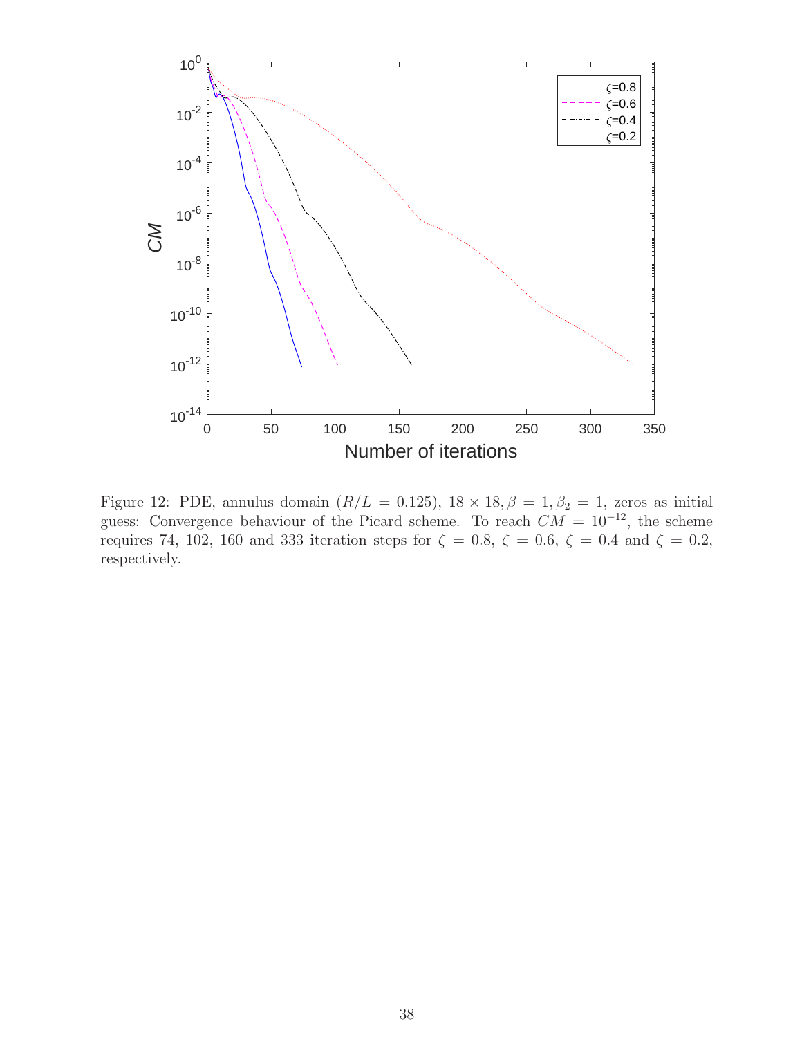Figure 12: PDE, annulus domain ($R/L = 0.125$), $18 \times 18, \beta = 1, \beta_2 = 1$, zeros as initial guess: Convergence behaviour of the Picard scheme. To reach $CM = 10^{-12}$, the scheme requires 74, 102, 160 and 333 iteration steps for $\zeta = 0.8$, $\zeta = 0.6$, $\zeta = 0.4$ and $\zeta = 0.2$, respectively.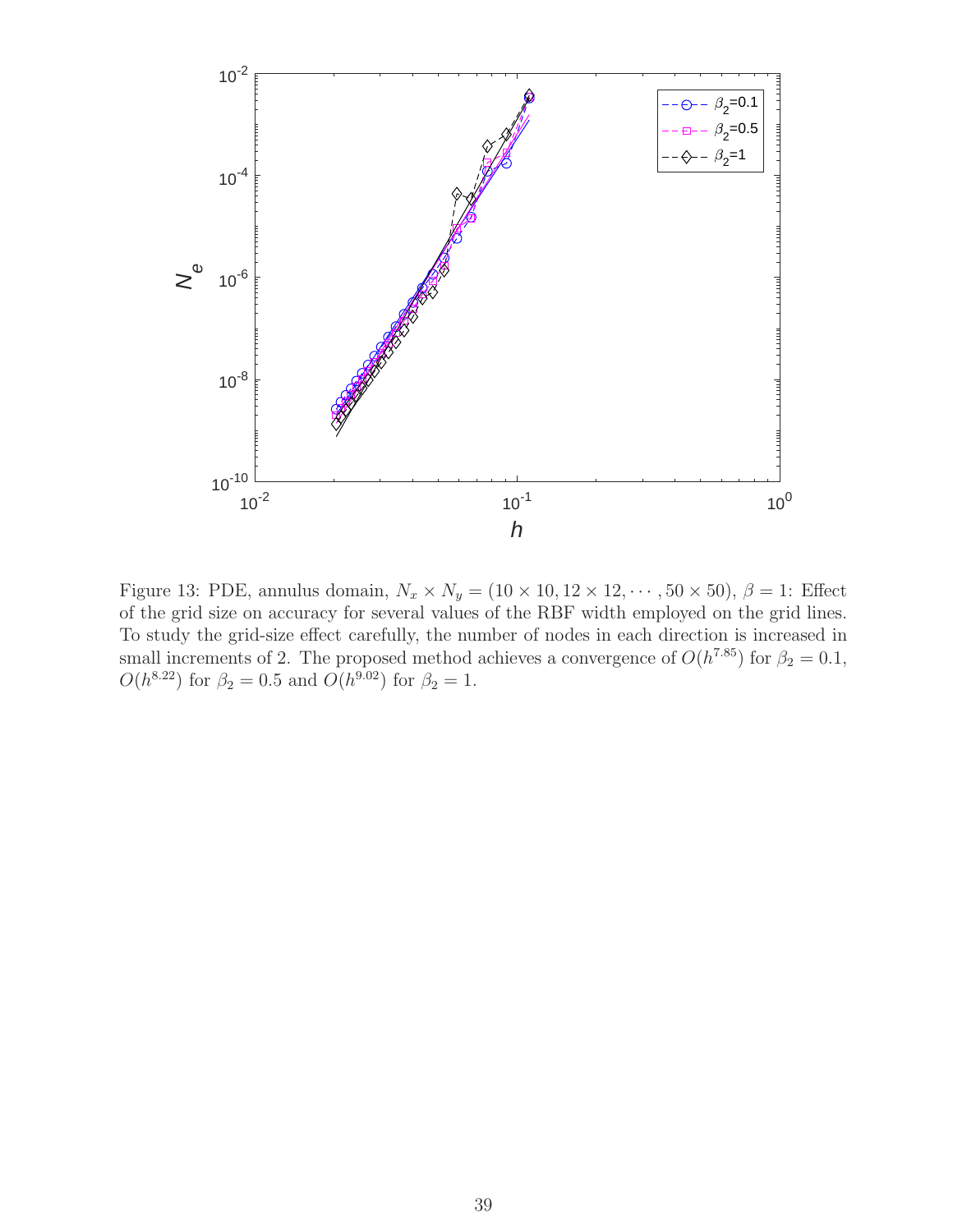Figure 13: PDE, annulus domain, $N_x \times N_y = (10 \times 10, 12 \times 12, \cdots, 50 \times 50)$, $\beta = 1$: Effect of the grid size on accuracy for several values of the RBF width employed on the grid lines. To study the grid-size effect carefully, the number of nodes in each direction is increased in small increments of 2. The proposed method achieves a convergence of $O(h^{7.85})$ for $\beta_2 = 0.1$, $O(h^{8.22})$ for $\beta_2 = 0.5$ and $O(h^{9.02})$ for $\beta_2 = 1$.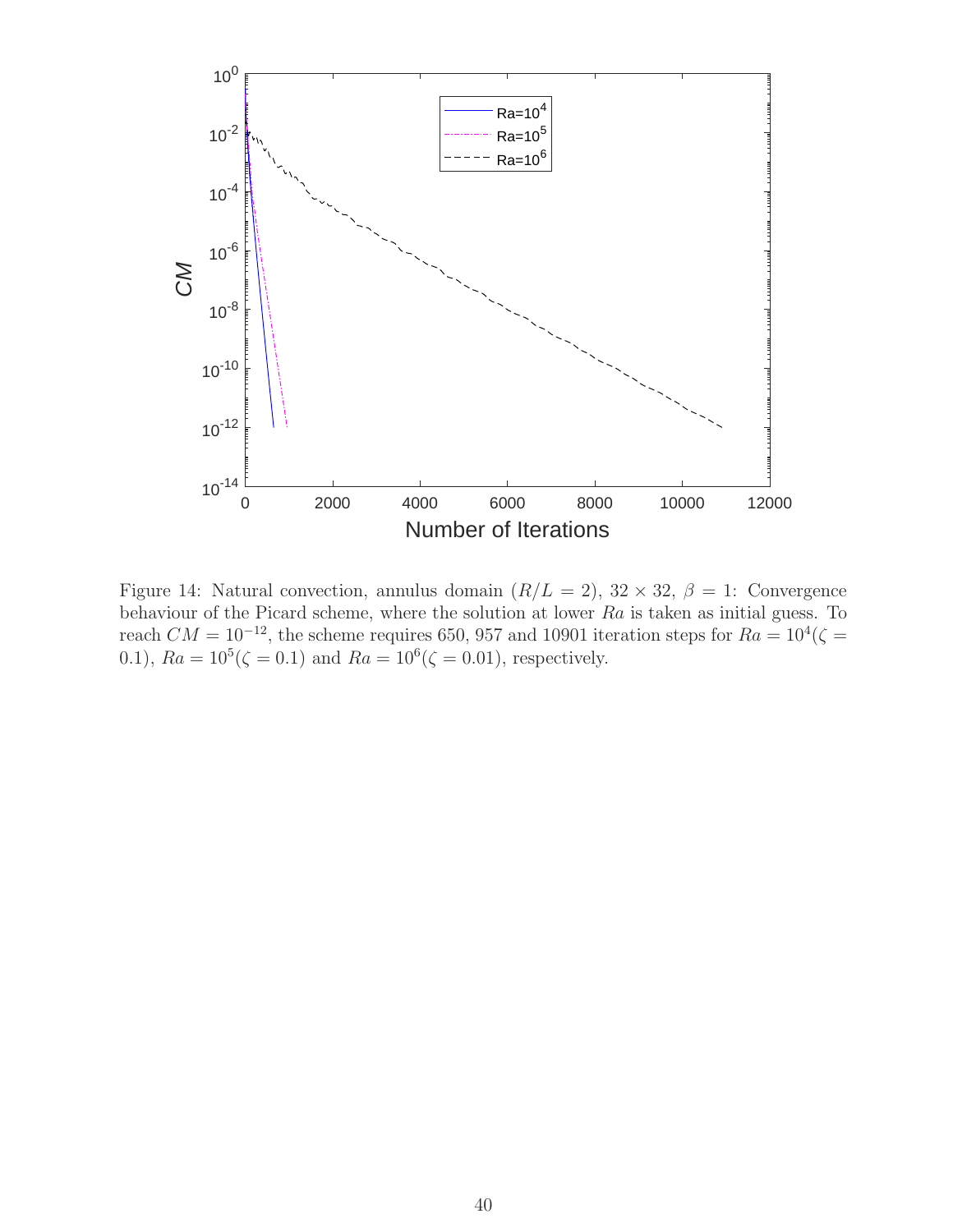Figure 14: Natural convection, annulus domain ($R/L = 2$), $32 \times 32$, $\beta = 1$: Convergence behaviour of the Picard scheme, where the solution at lower $Ra$ is taken as initial guess. To reach $CM = 10^{-12}$, the scheme requires 650, 957 and 10901 iteration steps for $Ra = 10^4 (\zeta = 0.1)$, $Ra = 10^5 (\zeta = 0.1)$ and $Ra = 10^6 (\zeta = 0.01)$, respectively.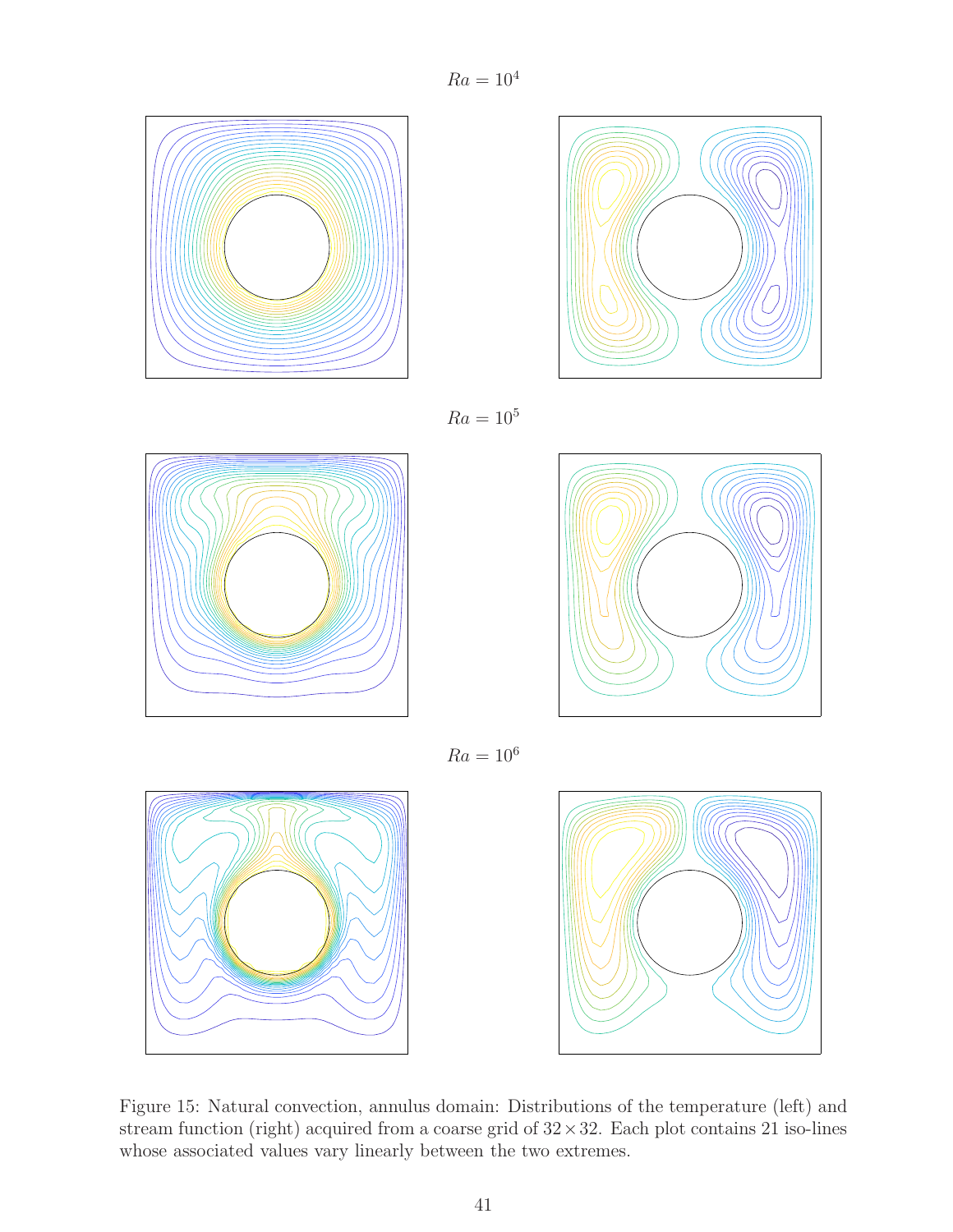$Ra = 10^4$

$Ra = 10^5$

$Ra = 10^6$

Figure 15: Natural convection, annulus domain: Distributions of the temperature (left) and stream function (right) acquired from a coarse grid of $32 \times 32$. Each plot contains 21 iso-lines whose associated values vary linearly between the two extremes.